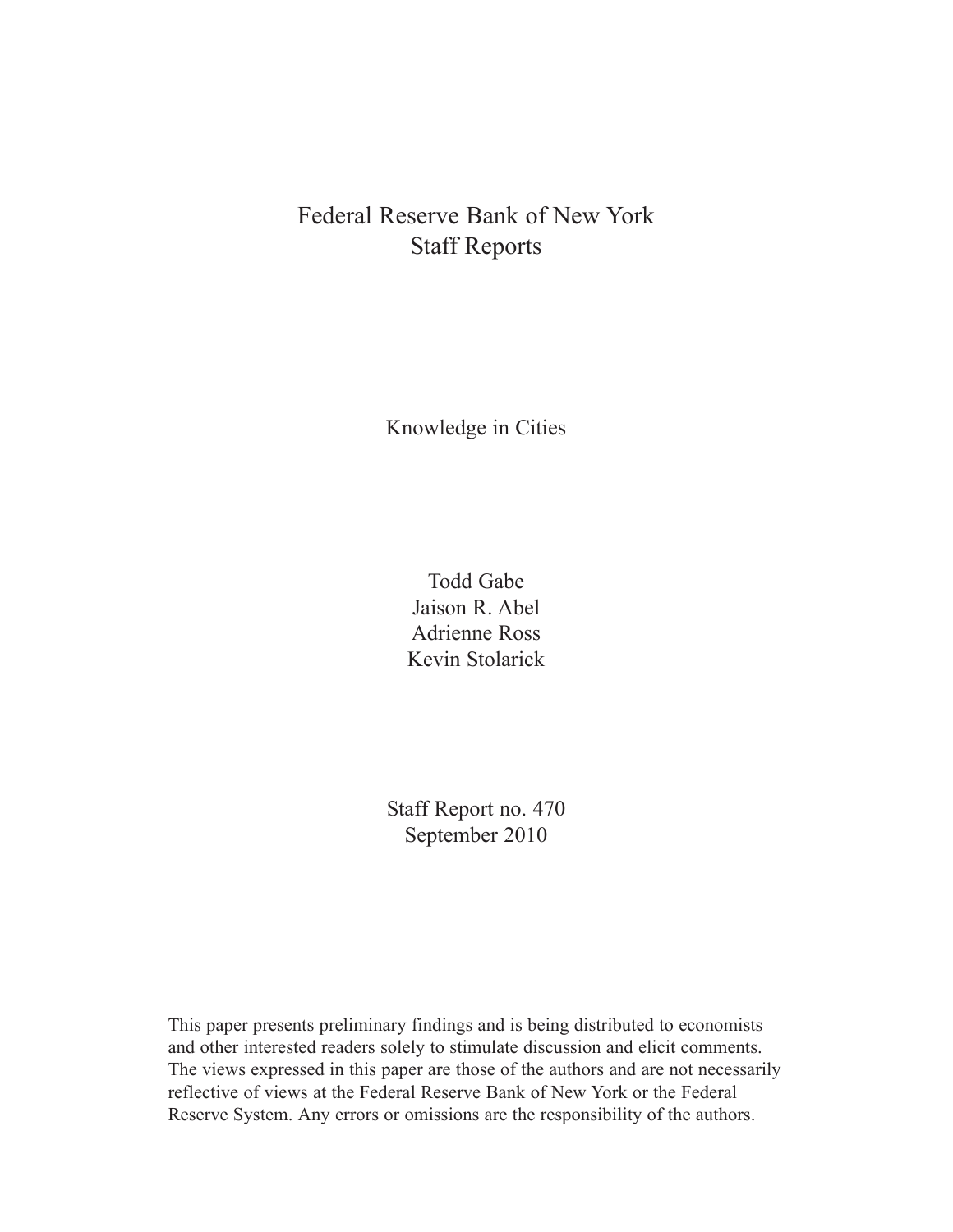Federal Reserve Bank of New York
Staff Reports

# Knowledge in Cities

Todd Gabe
Jaison R. Abel
Adrienne Ross
Kevin Stolarick

Staff Report no. 470
September 2010

This paper presents preliminary findings and is being distributed to economists and other interested readers solely to stimulate discussion and elicit comments. The views expressed in this paper are those of the authors and are not necessarily reflective of views at the Federal Reserve Bank of New York or the Federal Reserve System. Any errors or omissions are the responsibility of the authors.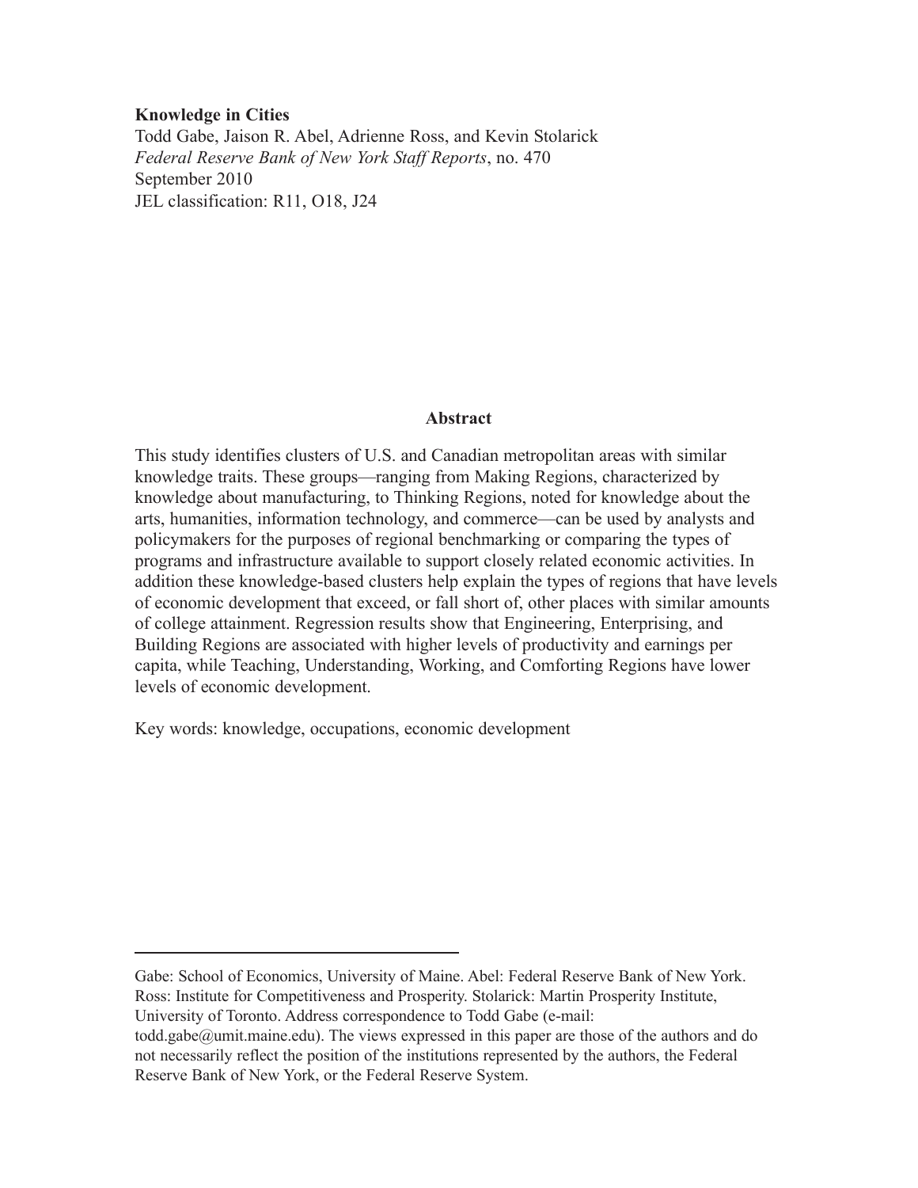**Knowledge in Cities**

Todd Gabe, Jaison R. Abel, Adrienne Ross, and Kevin Stolarick

*Federal Reserve Bank of New York Staff Reports*, no. 470

September 2010

JEL classification: R11, O18, J24

## Abstract

This study identifies clusters of U.S. and Canadian metropolitan areas with similar knowledge traits. These groups—ranging from Making Regions, characterized by knowledge about manufacturing, to Thinking Regions, noted for knowledge about the arts, humanities, information technology, and commerce—can be used by analysts and policymakers for the purposes of regional benchmarking or comparing the types of programs and infrastructure available to support closely related economic activities. In addition these knowledge-based clusters help explain the types of regions that have levels of economic development that exceed, or fall short of, other places with similar amounts of college attainment. Regression results show that Engineering, Enterprising, and Building Regions are associated with higher levels of productivity and earnings per capita, while Teaching, Understanding, Working, and Comforting Regions have lower levels of economic development.

Key words: knowledge, occupations, economic development

---

Gabe: School of Economics, University of Maine. Abel: Federal Reserve Bank of New York. Ross: Institute for Competitiveness and Prosperity. Stolarick: Martin Prosperity Institute, University of Toronto. Address correspondence to Todd Gabe (e-mail: todd.gabe@umit.maine.edu). The views expressed in this paper are those of the authors and do not necessarily reflect the position of the institutions represented by the authors, the Federal Reserve Bank of New York, or the Federal Reserve System.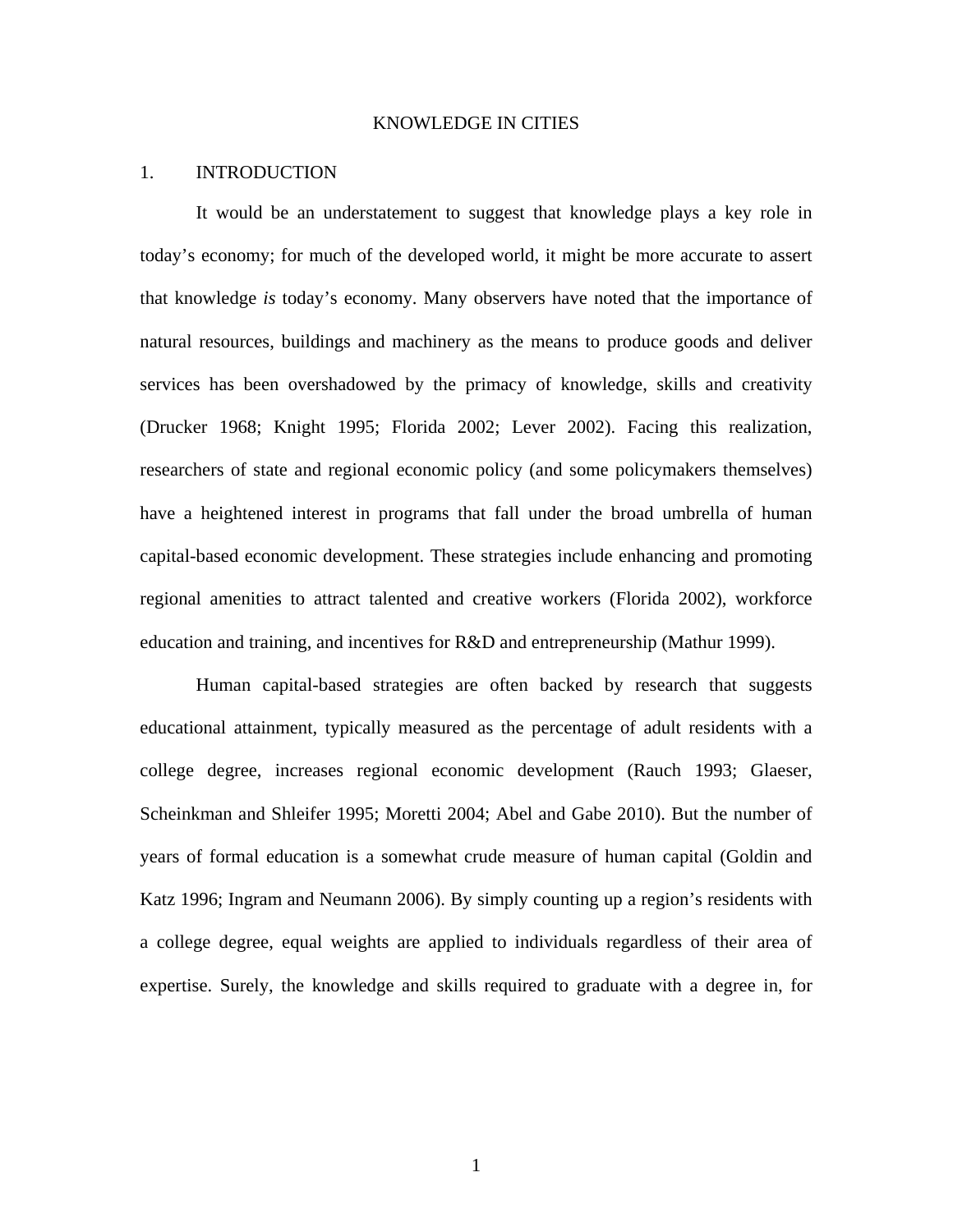# KNOWLEDGE IN CITIES

## 1. INTRODUCTION

It would be an understatement to suggest that knowledge plays a key role in today's economy; for much of the developed world, it might be more accurate to assert that knowledge *is* today's economy. Many observers have noted that the importance of natural resources, buildings and machinery as the means to produce goods and deliver services has been overshadowed by the primacy of knowledge, skills and creativity (Drucker 1968; Knight 1995; Florida 2002; Lever 2002). Facing this realization, researchers of state and regional economic policy (and some policymakers themselves) have a heightened interest in programs that fall under the broad umbrella of human capital-based economic development. These strategies include enhancing and promoting regional amenities to attract talented and creative workers (Florida 2002), workforce education and training, and incentives for R&D and entrepreneurship (Mathur 1999).

Human capital-based strategies are often backed by research that suggests educational attainment, typically measured as the percentage of adult residents with a college degree, increases regional economic development (Rauch 1993; Glaeser, Scheinkman and Shleifer 1995; Moretti 2004; Abel and Gabe 2010). But the number of years of formal education is a somewhat crude measure of human capital (Goldin and Katz 1996; Ingram and Neumann 2006). By simply counting up a region's residents with a college degree, equal weights are applied to individuals regardless of their area of expertise. Surely, the knowledge and skills required to graduate with a degree in, for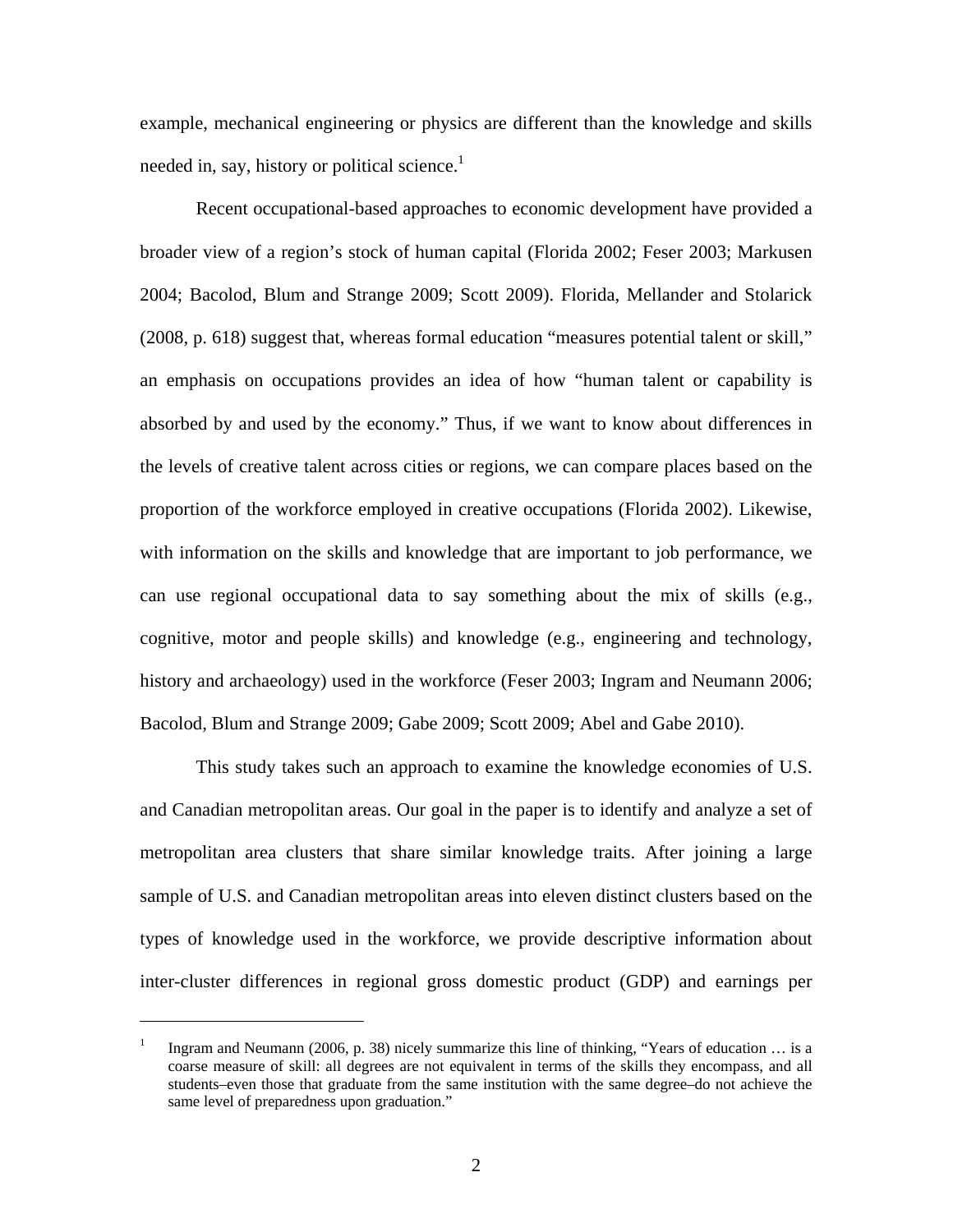example, mechanical engineering or physics are different than the knowledge and skills needed in, say, history or political science.[1]

Recent occupational-based approaches to economic development have provided a broader view of a region's stock of human capital (Florida 2002; Feser 2003; Markusen 2004; Bacolod, Blum and Strange 2009; Scott 2009). Florida, Mellander and Stolarick (2008, p. 618) suggest that, whereas formal education "measures potential talent or skill," an emphasis on occupations provides an idea of how "human talent or capability is absorbed by and used by the economy." Thus, if we want to know about differences in the levels of creative talent across cities or regions, we can compare places based on the proportion of the workforce employed in creative occupations (Florida 2002). Likewise, with information on the skills and knowledge that are important to job performance, we can use regional occupational data to say something about the mix of skills (e.g., cognitive, motor and people skills) and knowledge (e.g., engineering and technology, history and archaeology) used in the workforce (Feser 2003; Ingram and Neumann 2006; Bacolod, Blum and Strange 2009; Gabe 2009; Scott 2009; Abel and Gabe 2010).

This study takes such an approach to examine the knowledge economies of U.S. and Canadian metropolitan areas. Our goal in the paper is to identify and analyze a set of metropolitan area clusters that share similar knowledge traits. After joining a large sample of U.S. and Canadian metropolitan areas into eleven distinct clusters based on the types of knowledge used in the workforce, we provide descriptive information about inter-cluster differences in regional gross domestic product (GDP) and earnings per

---

[1] Ingram and Neumann (2006, p. 38) nicely summarize this line of thinking, "Years of education … is a coarse measure of skill: all degrees are not equivalent in terms of the skills they encompass, and all students–even those that graduate from the same institution with the same degree–do not achieve the same level of preparedness upon graduation."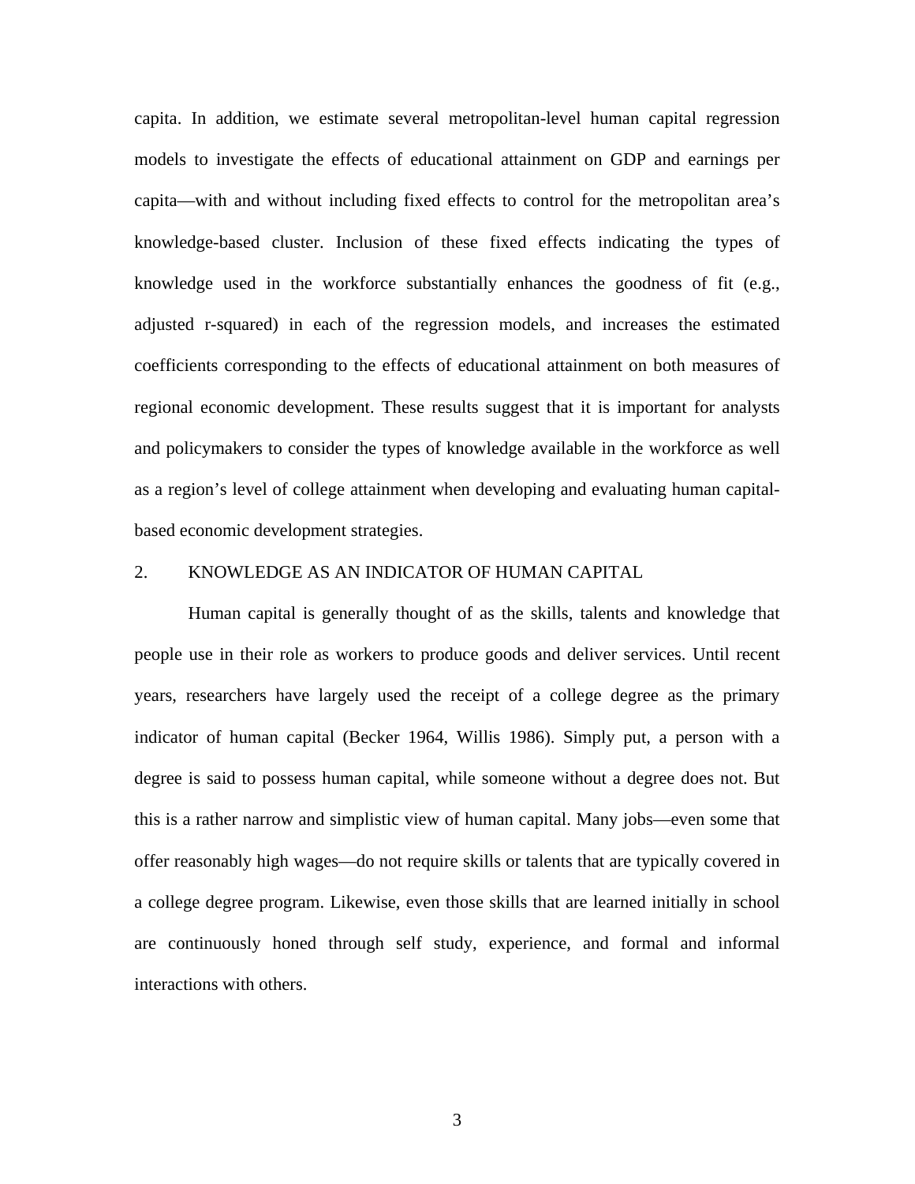capita. In addition, we estimate several metropolitan-level human capital regression models to investigate the effects of educational attainment on GDP and earnings per capita—with and without including fixed effects to control for the metropolitan area's knowledge-based cluster. Inclusion of these fixed effects indicating the types of knowledge used in the workforce substantially enhances the goodness of fit (e.g., adjusted r-squared) in each of the regression models, and increases the estimated coefficients corresponding to the effects of educational attainment on both measures of regional economic development. These results suggest that it is important for analysts and policymakers to consider the types of knowledge available in the workforce as well as a region's level of college attainment when developing and evaluating human capital-based economic development strategies.

## 2. KNOWLEDGE AS AN INDICATOR OF HUMAN CAPITAL

Human capital is generally thought of as the skills, talents and knowledge that people use in their role as workers to produce goods and deliver services. Until recent years, researchers have largely used the receipt of a college degree as the primary indicator of human capital (Becker 1964, Willis 1986). Simply put, a person with a degree is said to possess human capital, while someone without a degree does not. But this is a rather narrow and simplistic view of human capital. Many jobs—even some that offer reasonably high wages—do not require skills or talents that are typically covered in a college degree program. Likewise, even those skills that are learned initially in school are continuously honed through self study, experience, and formal and informal interactions with others.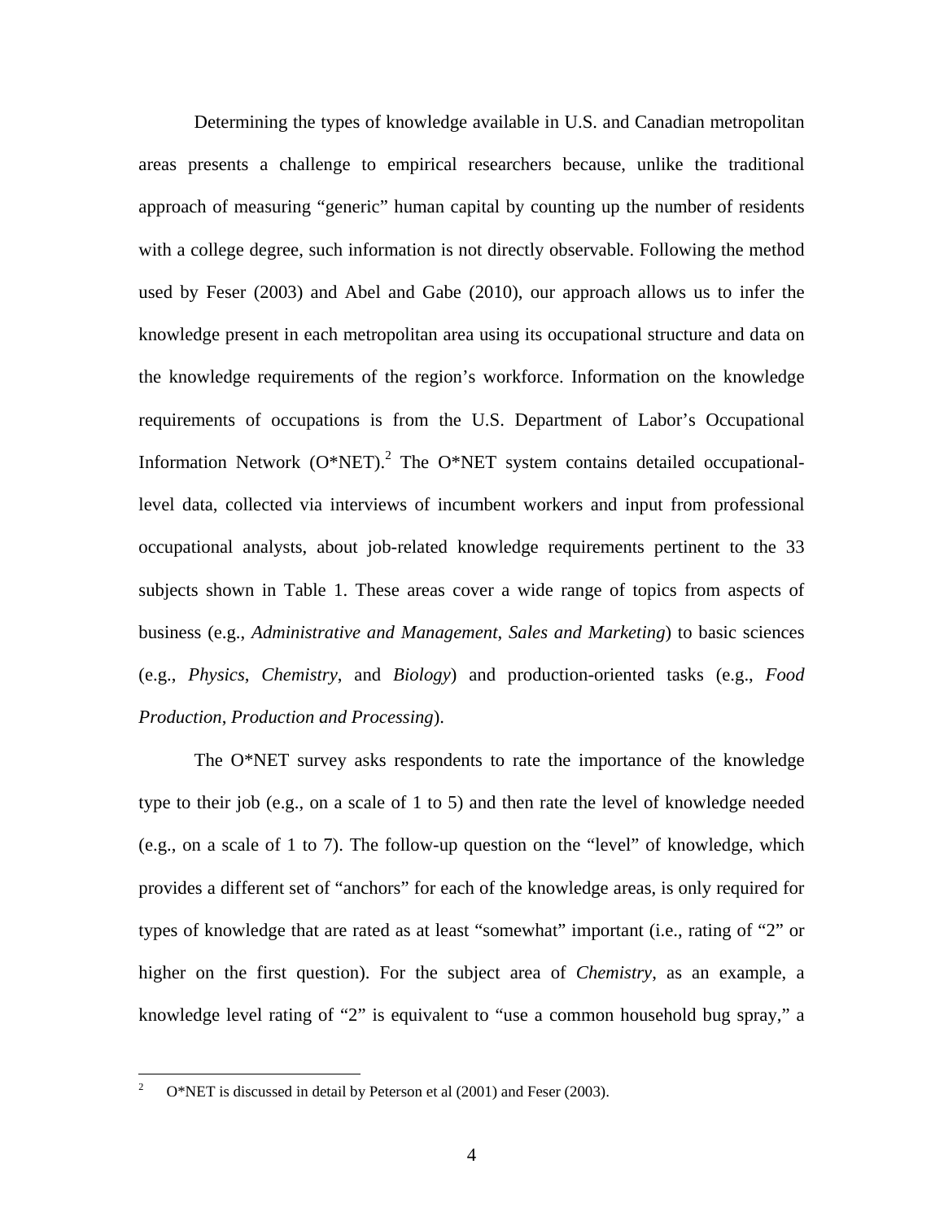Determining the types of knowledge available in U.S. and Canadian metropolitan areas presents a challenge to empirical researchers because, unlike the traditional approach of measuring "generic" human capital by counting up the number of residents with a college degree, such information is not directly observable. Following the method used by Feser (2003) and Abel and Gabe (2010), our approach allows us to infer the knowledge present in each metropolitan area using its occupational structure and data on the knowledge requirements of the region's workforce. Information on the knowledge requirements of occupations is from the U.S. Department of Labor's Occupational Information Network (O*NET).[2] The O*NET system contains detailed occupational-level data, collected via interviews of incumbent workers and input from professional occupational analysts, about job-related knowledge requirements pertinent to the 33 subjects shown in Table 1. These areas cover a wide range of topics from aspects of business (e.g., *Administrative and Management*, *Sales and Marketing*) to basic sciences (e.g., *Physics*, *Chemistry*, and *Biology*) and production-oriented tasks (e.g., *Food Production*, *Production and Processing*).

The O*NET survey asks respondents to rate the importance of the knowledge type to their job (e.g., on a scale of 1 to 5) and then rate the level of knowledge needed (e.g., on a scale of 1 to 7). The follow-up question on the "level" of knowledge, which provides a different set of "anchors" for each of the knowledge areas, is only required for types of knowledge that are rated as at least "somewhat" important (i.e., rating of "2" or higher on the first question). For the subject area of *Chemistry*, as an example, a knowledge level rating of "2" is equivalent to "use a common household bug spray," a

[2] O*NET is discussed in detail by Peterson et al (2001) and Feser (2003).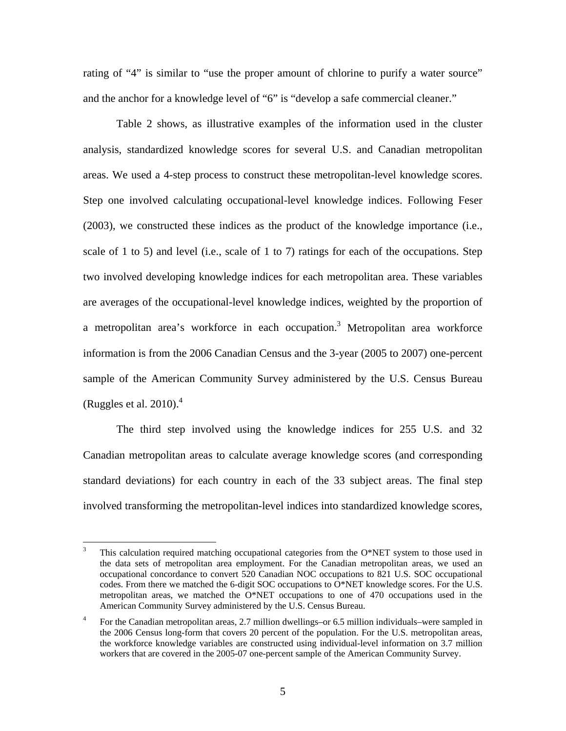rating of "4" is similar to "use the proper amount of chlorine to purify a water source" and the anchor for a knowledge level of "6" is "develop a safe commercial cleaner."

Table 2 shows, as illustrative examples of the information used in the cluster analysis, standardized knowledge scores for several U.S. and Canadian metropolitan areas. We used a 4-step process to construct these metropolitan-level knowledge scores. Step one involved calculating occupational-level knowledge indices. Following Feser (2003), we constructed these indices as the product of the knowledge importance (i.e., scale of 1 to 5) and level (i.e., scale of 1 to 7) ratings for each of the occupations. Step two involved developing knowledge indices for each metropolitan area. These variables are averages of the occupational-level knowledge indices, weighted by the proportion of a metropolitan area's workforce in each occupation.[3] Metropolitan area workforce information is from the 2006 Canadian Census and the 3-year (2005 to 2007) one-percent sample of the American Community Survey administered by the U.S. Census Bureau (Ruggles et al. 2010).[4]

The third step involved using the knowledge indices for 255 U.S. and 32 Canadian metropolitan areas to calculate average knowledge scores (and corresponding standard deviations) for each country in each of the 33 subject areas. The final step involved transforming the metropolitan-level indices into standardized knowledge scores,

[3] This calculation required matching occupational categories from the O*NET system to those used in the data sets of metropolitan area employment. For the Canadian metropolitan areas, we used an occupational concordance to convert 520 Canadian NOC occupations to 821 U.S. SOC occupational codes. From there we matched the 6-digit SOC occupations to O*NET knowledge scores. For the U.S. metropolitan areas, we matched the O*NET occupations to one of 470 occupations used in the American Community Survey administered by the U.S. Census Bureau.

[4] For the Canadian metropolitan areas, 2.7 million dwellings–or 6.5 million individuals–were sampled in the 2006 Census long-form that covers 20 percent of the population. For the U.S. metropolitan areas, the workforce knowledge variables are constructed using individual-level information on 3.7 million workers that are covered in the 2005-07 one-percent sample of the American Community Survey.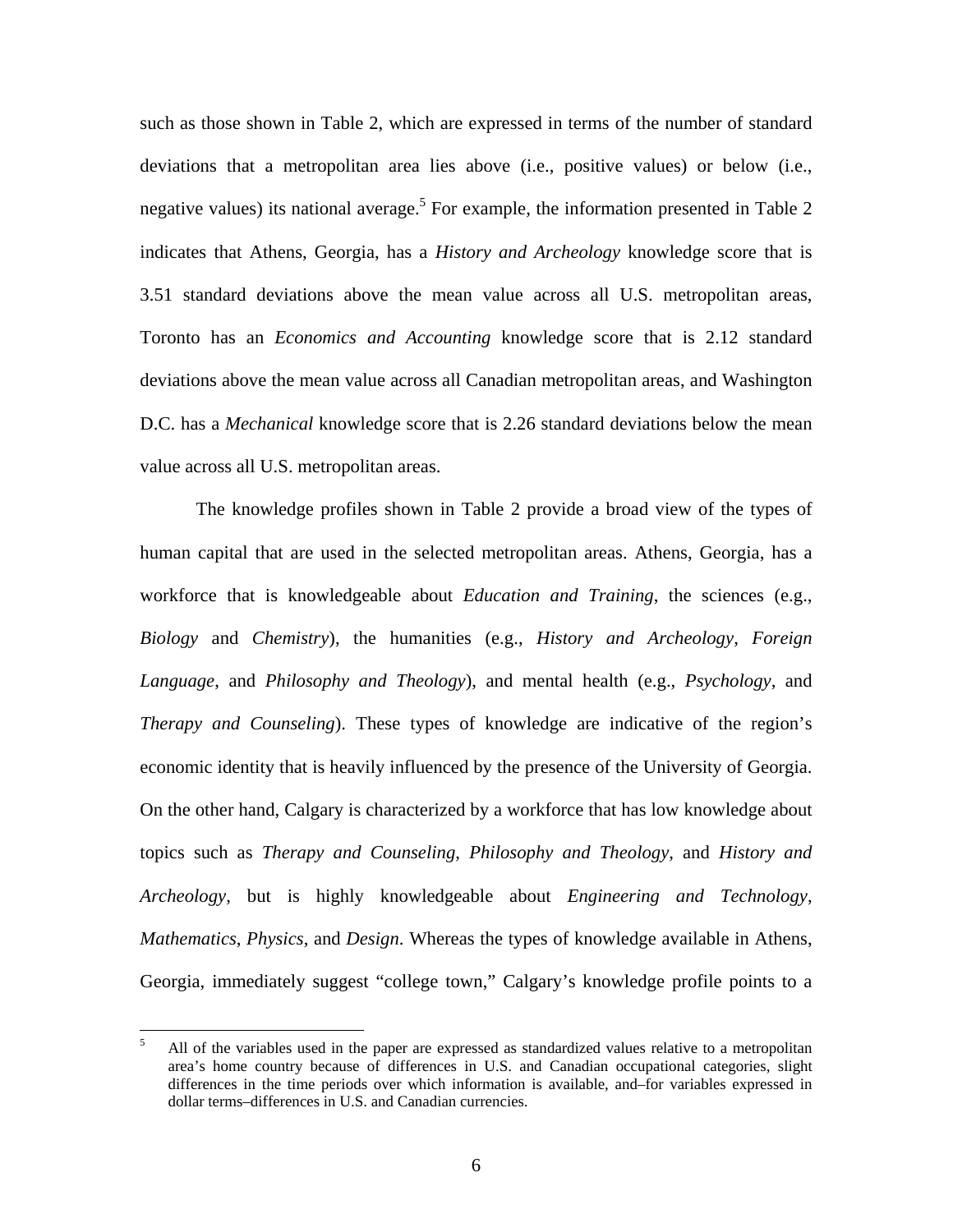such as those shown in Table 2, which are expressed in terms of the number of standard deviations that a metropolitan area lies above (i.e., positive values) or below (i.e., negative values) its national average.[5] For example, the information presented in Table 2 indicates that Athens, Georgia, has a *History and Archeology* knowledge score that is 3.51 standard deviations above the mean value across all U.S. metropolitan areas, Toronto has an *Economics and Accounting* knowledge score that is 2.12 standard deviations above the mean value across all Canadian metropolitan areas, and Washington D.C. has a *Mechanical* knowledge score that is 2.26 standard deviations below the mean value across all U.S. metropolitan areas.

The knowledge profiles shown in Table 2 provide a broad view of the types of human capital that are used in the selected metropolitan areas. Athens, Georgia, has a workforce that is knowledgeable about *Education and Training*, the sciences (e.g., *Biology* and *Chemistry*), the humanities (e.g., *History and Archeology*, *Foreign Language*, and *Philosophy and Theology*), and mental health (e.g., *Psychology*, and *Therapy and Counseling*). These types of knowledge are indicative of the region's economic identity that is heavily influenced by the presence of the University of Georgia. On the other hand, Calgary is characterized by a workforce that has low knowledge about topics such as *Therapy and Counseling*, *Philosophy and Theology*, and *History and Archeology*, but is highly knowledgeable about *Engineering and Technology*, *Mathematics*, *Physics*, and *Design*. Whereas the types of knowledge available in Athens, Georgia, immediately suggest "college town," Calgary's knowledge profile points to a

[5] All of the variables used in the paper are expressed as standardized values relative to a metropolitan area's home country because of differences in U.S. and Canadian occupational categories, slight differences in the time periods over which information is available, and–for variables expressed in dollar terms–differences in U.S. and Canadian currencies.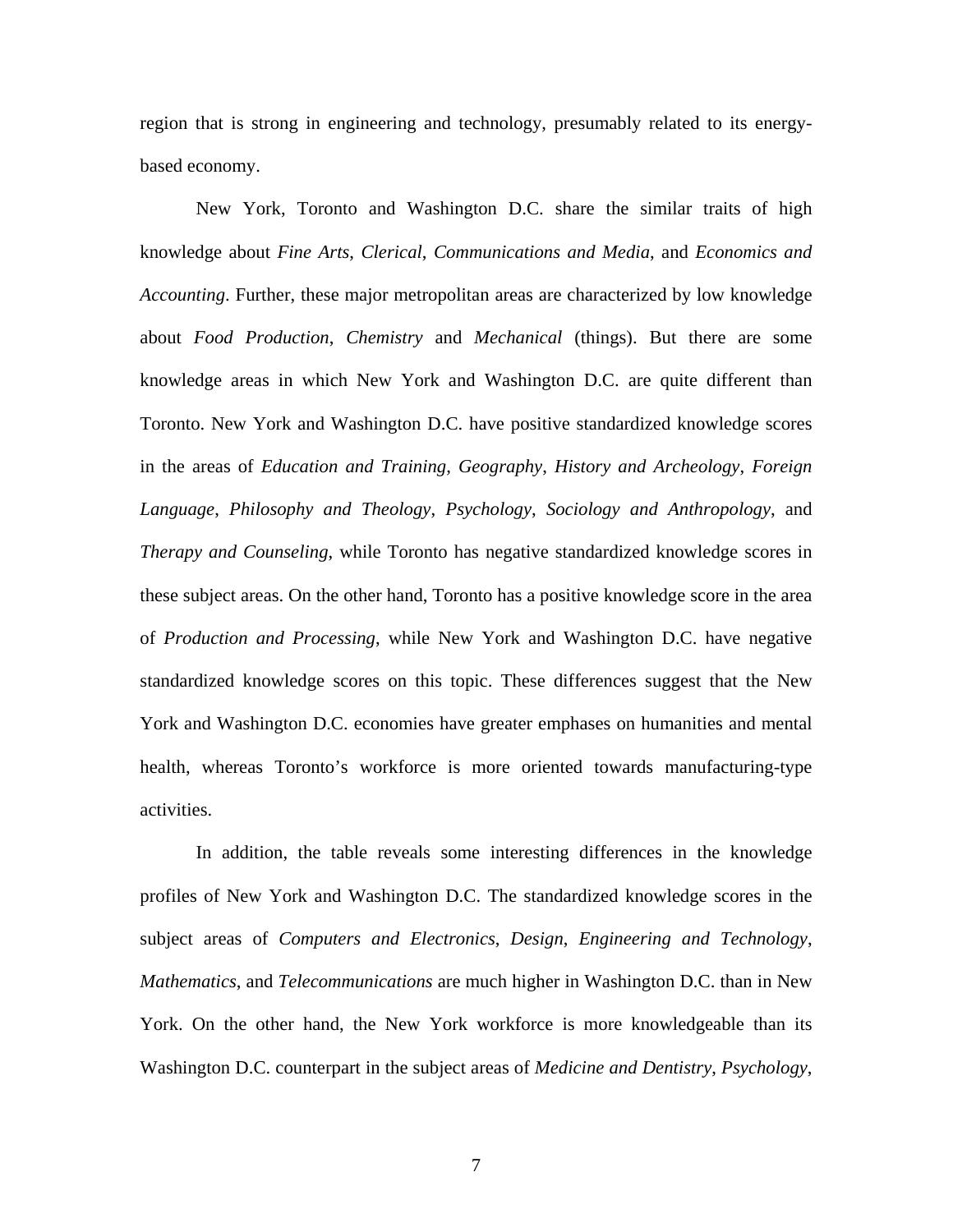region that is strong in engineering and technology, presumably related to its energy-based economy.

New York, Toronto and Washington D.C. share the similar traits of high knowledge about *Fine Arts*, *Clerical*, *Communications and Media*, and *Economics and Accounting*. Further, these major metropolitan areas are characterized by low knowledge about *Food Production*, *Chemistry* and *Mechanical* (things). But there are some knowledge areas in which New York and Washington D.C. are quite different than Toronto. New York and Washington D.C. have positive standardized knowledge scores in the areas of *Education and Training*, *Geography*, *History and Archeology*, *Foreign Language*, *Philosophy and Theology*, *Psychology*, *Sociology and Anthropology*, and *Therapy and Counseling*, while Toronto has negative standardized knowledge scores in these subject areas. On the other hand, Toronto has a positive knowledge score in the area of *Production and Processing*, while New York and Washington D.C. have negative standardized knowledge scores on this topic. These differences suggest that the New York and Washington D.C. economies have greater emphases on humanities and mental health, whereas Toronto's workforce is more oriented towards manufacturing-type activities.

In addition, the table reveals some interesting differences in the knowledge profiles of New York and Washington D.C. The standardized knowledge scores in the subject areas of *Computers and Electronics*, *Design*, *Engineering and Technology*, *Mathematics*, and *Telecommunications* are much higher in Washington D.C. than in New York. On the other hand, the New York workforce is more knowledgeable than its Washington D.C. counterpart in the subject areas of *Medicine and Dentistry*, *Psychology*,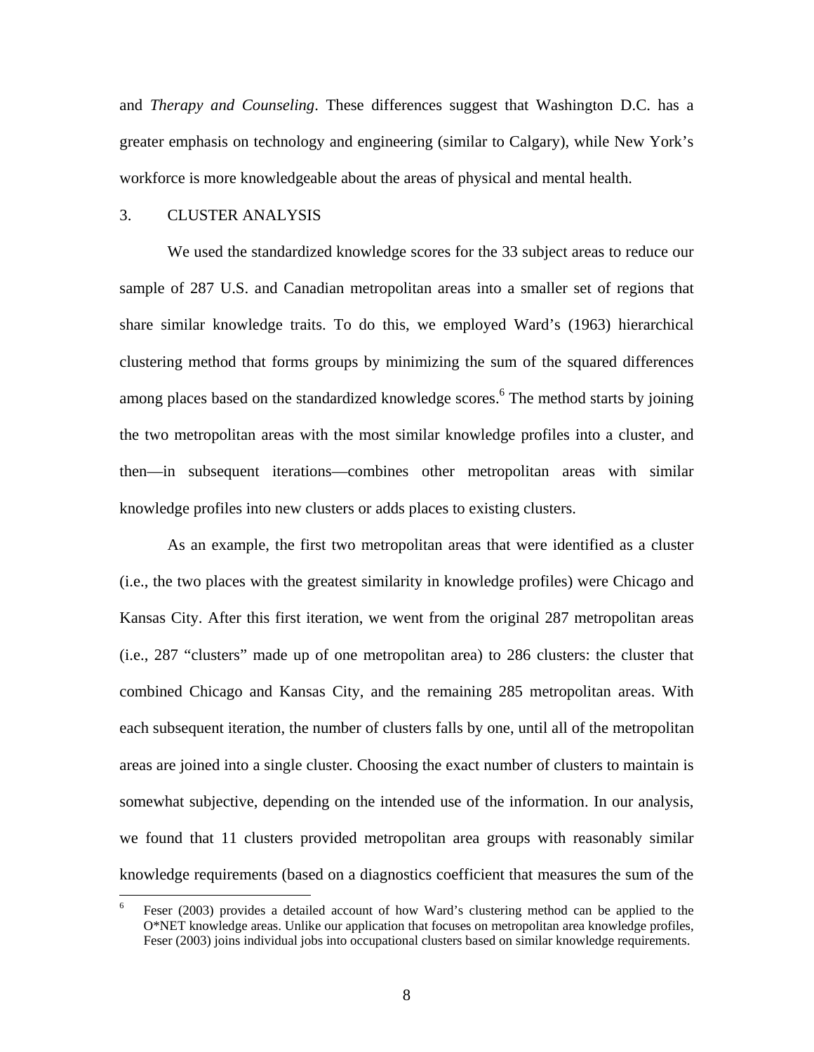and *Therapy and Counseling*. These differences suggest that Washington D.C. has a greater emphasis on technology and engineering (similar to Calgary), while New York's workforce is more knowledgeable about the areas of physical and mental health.

## 3. CLUSTER ANALYSIS

We used the standardized knowledge scores for the 33 subject areas to reduce our sample of 287 U.S. and Canadian metropolitan areas into a smaller set of regions that share similar knowledge traits. To do this, we employed Ward's (1963) hierarchical clustering method that forms groups by minimizing the sum of the squared differences among places based on the standardized knowledge scores.[6] The method starts by joining the two metropolitan areas with the most similar knowledge profiles into a cluster, and then—in subsequent iterations—combines other metropolitan areas with similar knowledge profiles into new clusters or adds places to existing clusters.

As an example, the first two metropolitan areas that were identified as a cluster (i.e., the two places with the greatest similarity in knowledge profiles) were Chicago and Kansas City. After this first iteration, we went from the original 287 metropolitan areas (i.e., 287 "clusters" made up of one metropolitan area) to 286 clusters: the cluster that combined Chicago and Kansas City, and the remaining 285 metropolitan areas. With each subsequent iteration, the number of clusters falls by one, until all of the metropolitan areas are joined into a single cluster. Choosing the exact number of clusters to maintain is somewhat subjective, depending on the intended use of the information. In our analysis, we found that 11 clusters provided metropolitan area groups with reasonably similar knowledge requirements (based on a diagnostics coefficient that measures the sum of the

---

[6] Feser (2003) provides a detailed account of how Ward's clustering method can be applied to the O*NET knowledge areas. Unlike our application that focuses on metropolitan area knowledge profiles, Feser (2003) joins individual jobs into occupational clusters based on similar knowledge requirements.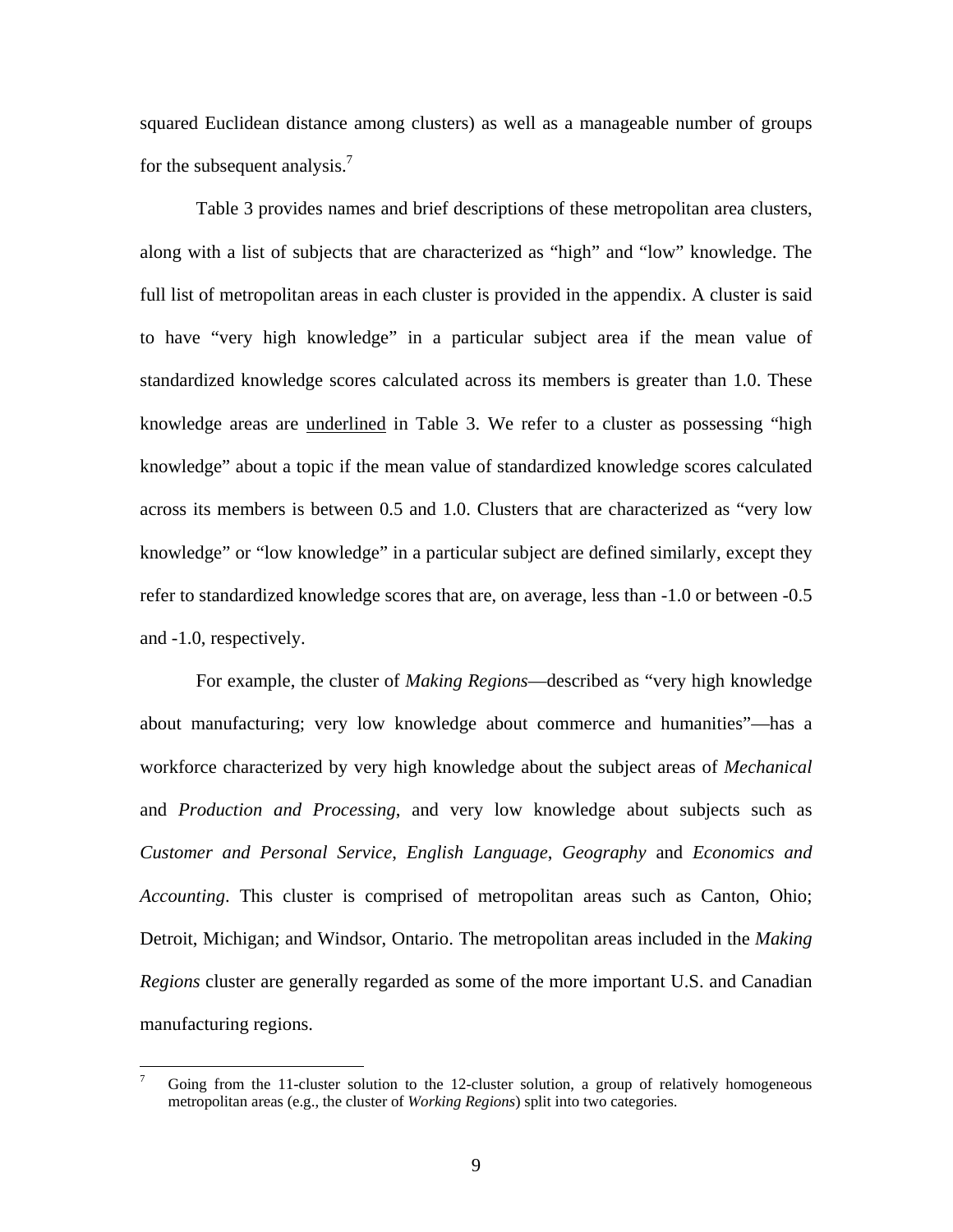squared Euclidean distance among clusters) as well as a manageable number of groups for the subsequent analysis.[7]

Table 3 provides names and brief descriptions of these metropolitan area clusters, along with a list of subjects that are characterized as "high" and "low" knowledge. The full list of metropolitan areas in each cluster is provided in the appendix. A cluster is said to have "very high knowledge" in a particular subject area if the mean value of standardized knowledge scores calculated across its members is greater than 1.0. These knowledge areas are <u>underlined</u> in Table 3. We refer to a cluster as possessing "high knowledge" about a topic if the mean value of standardized knowledge scores calculated across its members is between 0.5 and 1.0. Clusters that are characterized as "very low knowledge" or "low knowledge" in a particular subject are defined similarly, except they refer to standardized knowledge scores that are, on average, less than -1.0 or between -0.5 and -1.0, respectively.

For example, the cluster of *Making Regions*—described as "very high knowledge about manufacturing; very low knowledge about commerce and humanities"—has a workforce characterized by very high knowledge about the subject areas of *Mechanical* and *Production and Processing*, and very low knowledge about subjects such as *Customer and Personal Service*, *English Language*, *Geography* and *Economics and Accounting*. This cluster is comprised of metropolitan areas such as Canton, Ohio; Detroit, Michigan; and Windsor, Ontario. The metropolitan areas included in the *Making Regions* cluster are generally regarded as some of the more important U.S. and Canadian manufacturing regions.

[7] Going from the 11-cluster solution to the 12-cluster solution, a group of relatively homogeneous metropolitan areas (e.g., the cluster of *Working Regions*) split into two categories.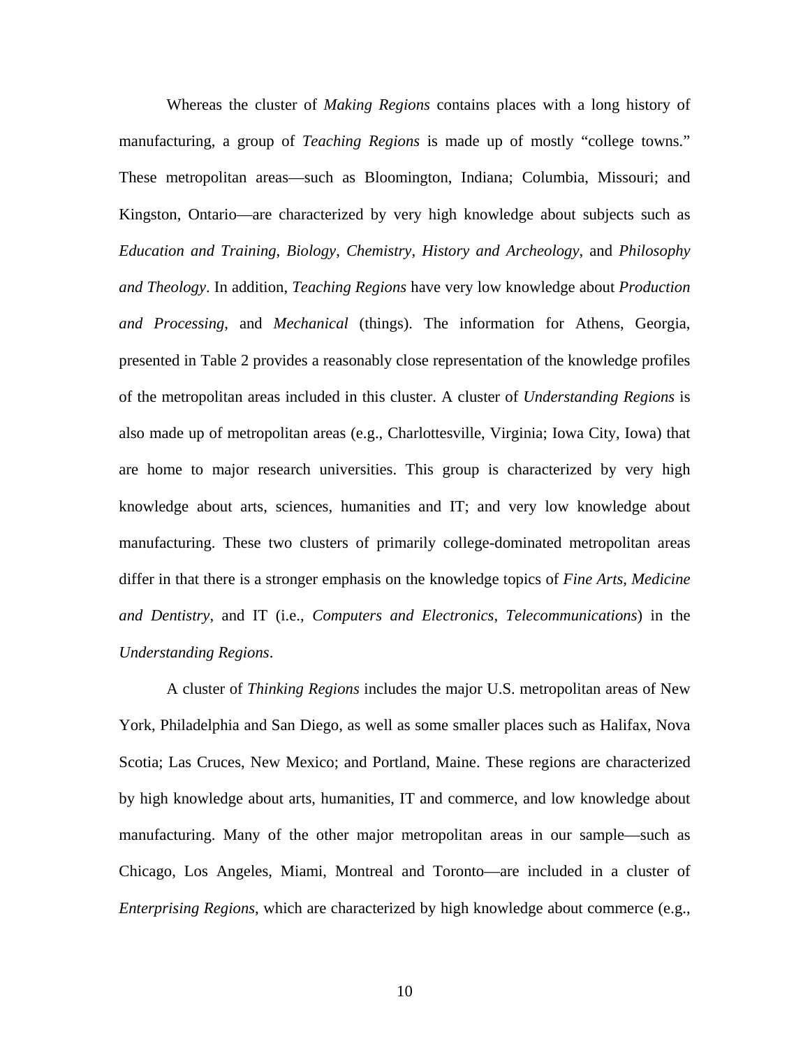Whereas the cluster of *Making Regions* contains places with a long history of manufacturing, a group of *Teaching Regions* is made up of mostly "college towns." These metropolitan areas—such as Bloomington, Indiana; Columbia, Missouri; and Kingston, Ontario—are characterized by very high knowledge about subjects such as *Education and Training*, *Biology*, *Chemistry*, *History and Archeology*, and *Philosophy and Theology*. In addition, *Teaching Regions* have very low knowledge about *Production and Processing*, and *Mechanical* (things). The information for Athens, Georgia, presented in Table 2 provides a reasonably close representation of the knowledge profiles of the metropolitan areas included in this cluster. A cluster of *Understanding Regions* is also made up of metropolitan areas (e.g., Charlottesville, Virginia; Iowa City, Iowa) that are home to major research universities. This group is characterized by very high knowledge about arts, sciences, humanities and IT; and very low knowledge about manufacturing. These two clusters of primarily college-dominated metropolitan areas differ in that there is a stronger emphasis on the knowledge topics of *Fine Arts*, *Medicine and Dentistry*, and IT (i.e., *Computers and Electronics*, *Telecommunications*) in the *Understanding Regions*.

A cluster of *Thinking Regions* includes the major U.S. metropolitan areas of New York, Philadelphia and San Diego, as well as some smaller places such as Halifax, Nova Scotia; Las Cruces, New Mexico; and Portland, Maine. These regions are characterized by high knowledge about arts, humanities, IT and commerce, and low knowledge about manufacturing. Many of the other major metropolitan areas in our sample—such as Chicago, Los Angeles, Miami, Montreal and Toronto—are included in a cluster of *Enterprising Regions*, which are characterized by high knowledge about commerce (e.g.,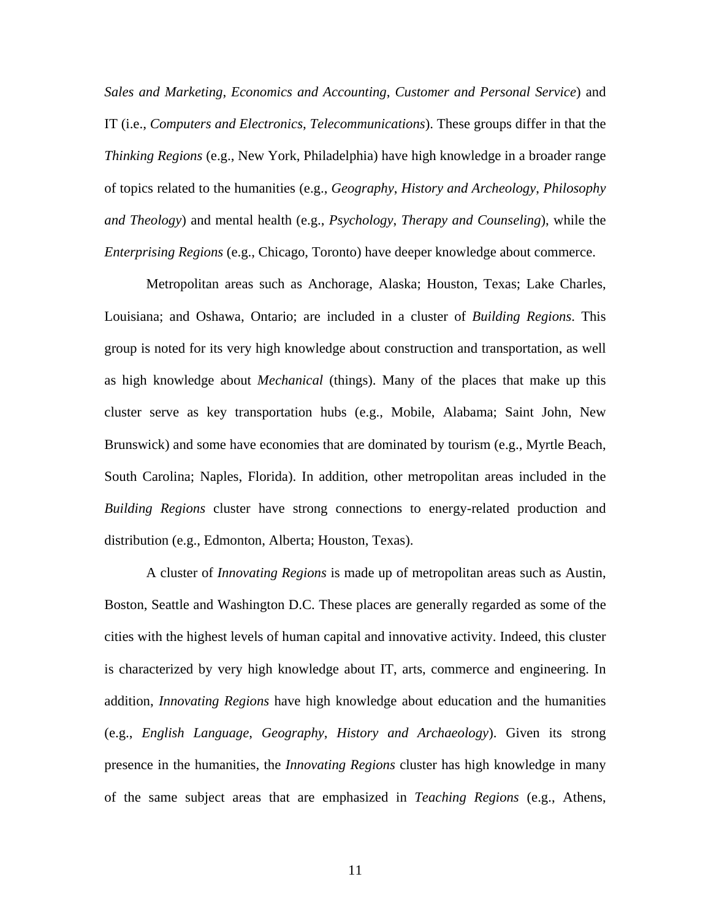*Sales and Marketing*, *Economics and Accounting*, *Customer and Personal Service*) and IT (i.e., *Computers and Electronics*, *Telecommunications*). These groups differ in that the *Thinking Regions* (e.g., New York, Philadelphia) have high knowledge in a broader range of topics related to the humanities (e.g., *Geography*, *History and Archeology*, *Philosophy and Theology*) and mental health (e.g., *Psychology*, *Therapy and Counseling*), while the *Enterprising Regions* (e.g., Chicago, Toronto) have deeper knowledge about commerce.

Metropolitan areas such as Anchorage, Alaska; Houston, Texas; Lake Charles, Louisiana; and Oshawa, Ontario; are included in a cluster of *Building Regions*. This group is noted for its very high knowledge about construction and transportation, as well as high knowledge about *Mechanical* (things). Many of the places that make up this cluster serve as key transportation hubs (e.g., Mobile, Alabama; Saint John, New Brunswick) and some have economies that are dominated by tourism (e.g., Myrtle Beach, South Carolina; Naples, Florida). In addition, other metropolitan areas included in the *Building Regions* cluster have strong connections to energy-related production and distribution (e.g., Edmonton, Alberta; Houston, Texas).

A cluster of *Innovating Regions* is made up of metropolitan areas such as Austin, Boston, Seattle and Washington D.C. These places are generally regarded as some of the cities with the highest levels of human capital and innovative activity. Indeed, this cluster is characterized by very high knowledge about IT, arts, commerce and engineering. In addition, *Innovating Regions* have high knowledge about education and the humanities (e.g., *English Language*, *Geography*, *History and Archaeology*). Given its strong presence in the humanities, the *Innovating Regions* cluster has high knowledge in many of the same subject areas that are emphasized in *Teaching Regions* (e.g., Athens,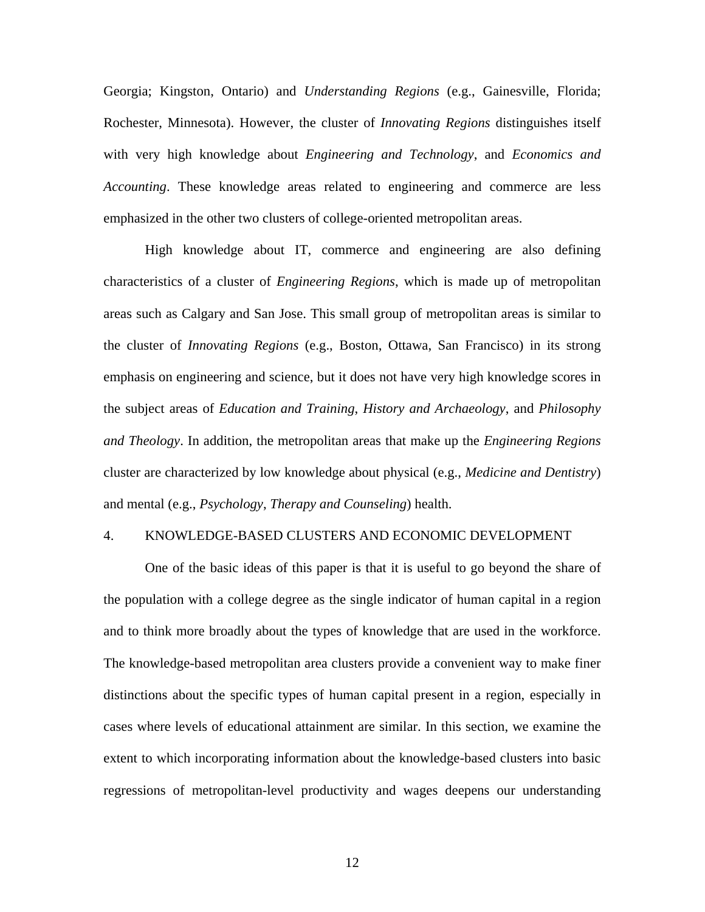Georgia; Kingston, Ontario) and *Understanding Regions* (e.g., Gainesville, Florida; Rochester, Minnesota). However, the cluster of *Innovating Regions* distinguishes itself with very high knowledge about *Engineering and Technology*, and *Economics and Accounting*. These knowledge areas related to engineering and commerce are less emphasized in the other two clusters of college-oriented metropolitan areas.

High knowledge about IT, commerce and engineering are also defining characteristics of a cluster of *Engineering Regions*, which is made up of metropolitan areas such as Calgary and San Jose. This small group of metropolitan areas is similar to the cluster of *Innovating Regions* (e.g., Boston, Ottawa, San Francisco) in its strong emphasis on engineering and science, but it does not have very high knowledge scores in the subject areas of *Education and Training*, *History and Archaeology*, and *Philosophy and Theology*. In addition, the metropolitan areas that make up the *Engineering Regions* cluster are characterized by low knowledge about physical (e.g., *Medicine and Dentistry*) and mental (e.g., *Psychology*, *Therapy and Counseling*) health.

## 4. KNOWLEDGE-BASED CLUSTERS AND ECONOMIC DEVELOPMENT

One of the basic ideas of this paper is that it is useful to go beyond the share of the population with a college degree as the single indicator of human capital in a region and to think more broadly about the types of knowledge that are used in the workforce. The knowledge-based metropolitan area clusters provide a convenient way to make finer distinctions about the specific types of human capital present in a region, especially in cases where levels of educational attainment are similar. In this section, we examine the extent to which incorporating information about the knowledge-based clusters into basic regressions of metropolitan-level productivity and wages deepens our understanding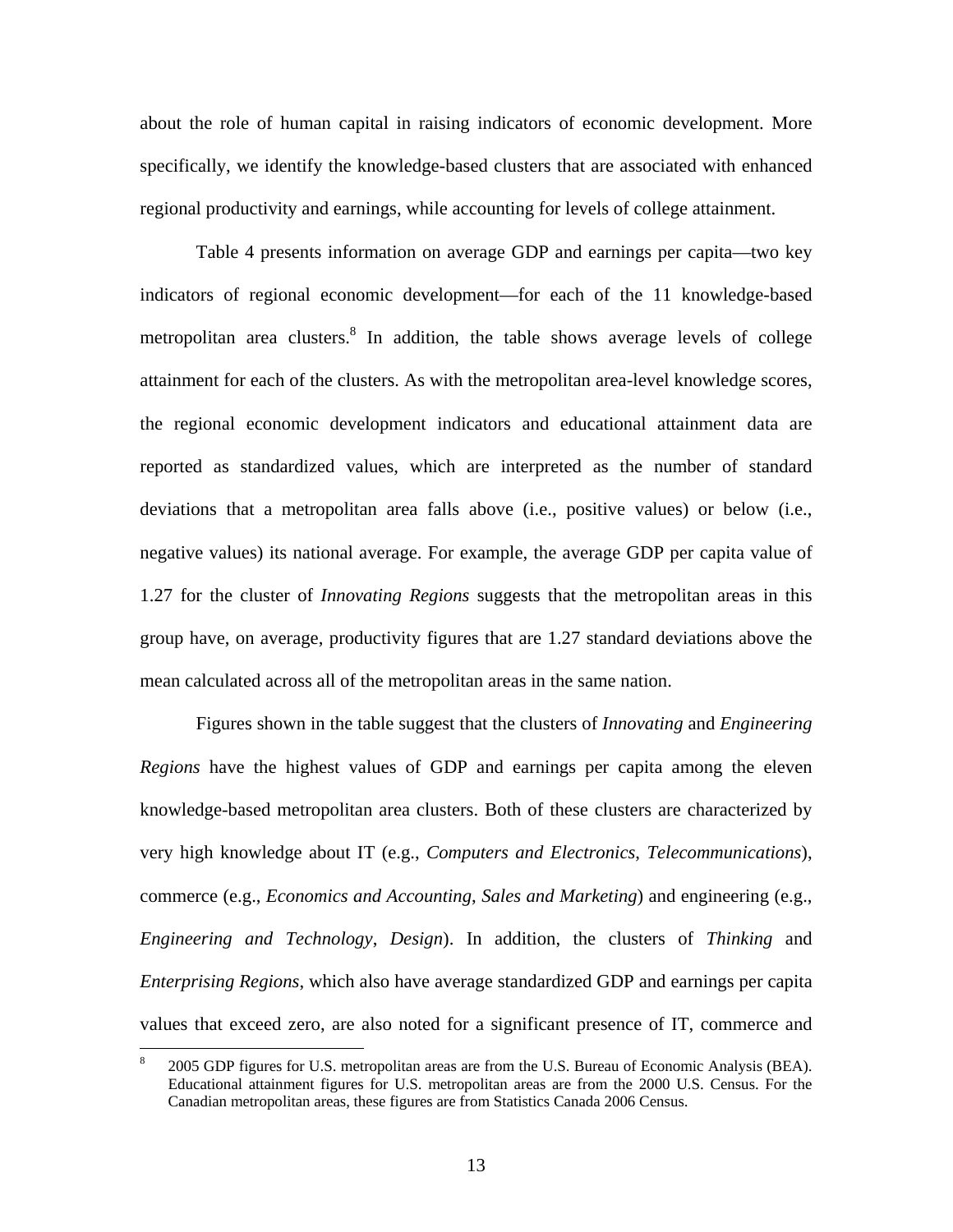about the role of human capital in raising indicators of economic development. More specifically, we identify the knowledge-based clusters that are associated with enhanced regional productivity and earnings, while accounting for levels of college attainment.

Table 4 presents information on average GDP and earnings per capita—two key indicators of regional economic development—for each of the 11 knowledge-based metropolitan area clusters.[8] In addition, the table shows average levels of college attainment for each of the clusters. As with the metropolitan area-level knowledge scores, the regional economic development indicators and educational attainment data are reported as standardized values, which are interpreted as the number of standard deviations that a metropolitan area falls above (i.e., positive values) or below (i.e., negative values) its national average. For example, the average GDP per capita value of 1.27 for the cluster of *Innovating Regions* suggests that the metropolitan areas in this group have, on average, productivity figures that are 1.27 standard deviations above the mean calculated across all of the metropolitan areas in the same nation.

Figures shown in the table suggest that the clusters of *Innovating* and *Engineering Regions* have the highest values of GDP and earnings per capita among the eleven knowledge-based metropolitan area clusters. Both of these clusters are characterized by very high knowledge about IT (e.g., *Computers and Electronics*, *Telecommunications*), commerce (e.g., *Economics and Accounting*, *Sales and Marketing*) and engineering (e.g., *Engineering and Technology*, *Design*). In addition, the clusters of *Thinking* and *Enterprising Regions*, which also have average standardized GDP and earnings per capita values that exceed zero, are also noted for a significant presence of IT, commerce and

[8] 2005 GDP figures for U.S. metropolitan areas are from the U.S. Bureau of Economic Analysis (BEA). Educational attainment figures for U.S. metropolitan areas are from the 2000 U.S. Census. For the Canadian metropolitan areas, these figures are from Statistics Canada 2006 Census.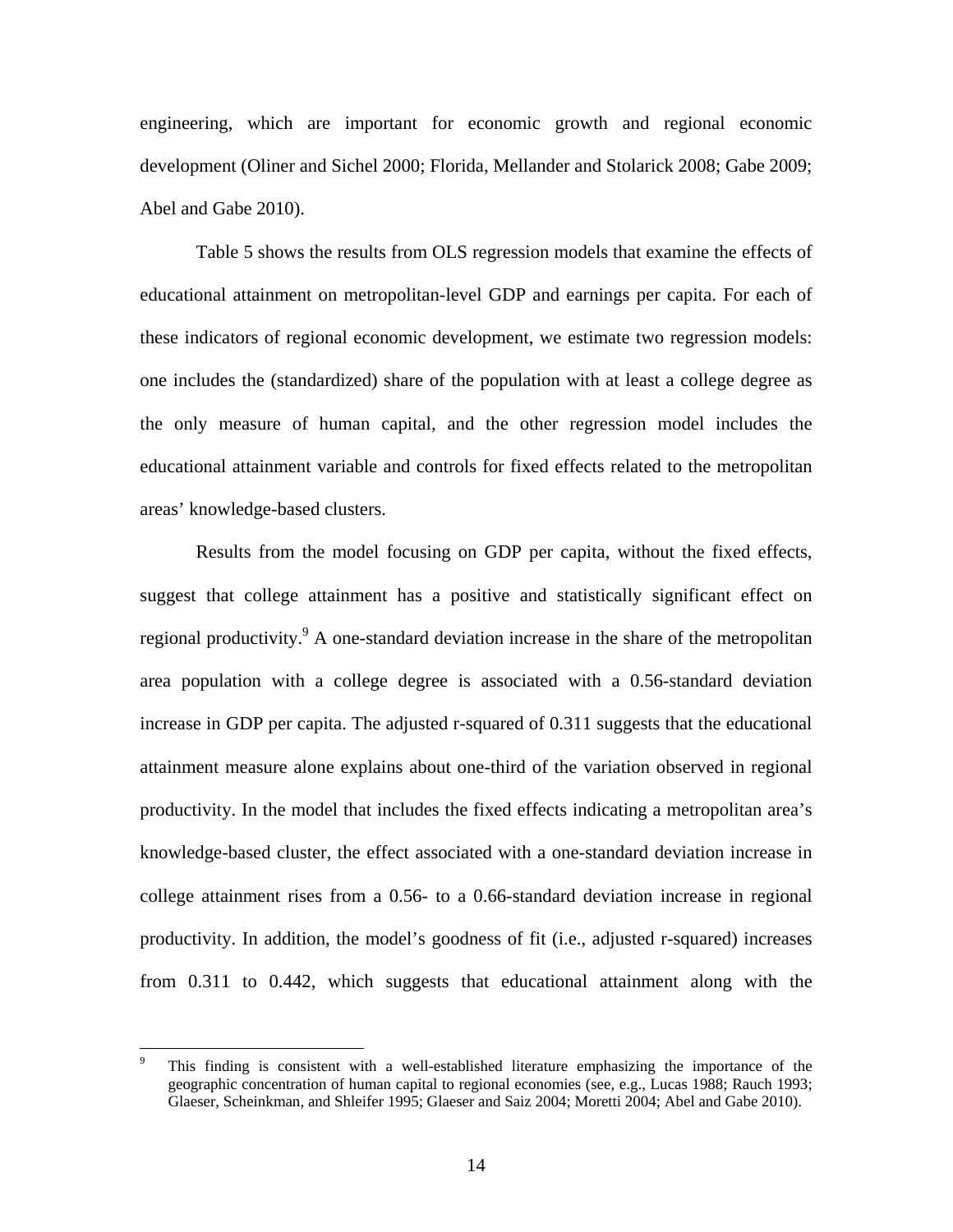engineering, which are important for economic growth and regional economic development (Oliner and Sichel 2000; Florida, Mellander and Stolarick 2008; Gabe 2009; Abel and Gabe 2010).

Table 5 shows the results from OLS regression models that examine the effects of educational attainment on metropolitan-level GDP and earnings per capita. For each of these indicators of regional economic development, we estimate two regression models: one includes the (standardized) share of the population with at least a college degree as the only measure of human capital, and the other regression model includes the educational attainment variable and controls for fixed effects related to the metropolitan areas' knowledge-based clusters.

Results from the model focusing on GDP per capita, without the fixed effects, suggest that college attainment has a positive and statistically significant effect on regional productivity.[9] A one-standard deviation increase in the share of the metropolitan area population with a college degree is associated with a 0.56-standard deviation increase in GDP per capita. The adjusted r-squared of 0.311 suggests that the educational attainment measure alone explains about one-third of the variation observed in regional productivity. In the model that includes the fixed effects indicating a metropolitan area's knowledge-based cluster, the effect associated with a one-standard deviation increase in college attainment rises from a 0.56- to a 0.66-standard deviation increase in regional productivity. In addition, the model's goodness of fit (i.e., adjusted r-squared) increases from 0.311 to 0.442, which suggests that educational attainment along with the

[9] This finding is consistent with a well-established literature emphasizing the importance of the geographic concentration of human capital to regional economies (see, e.g., Lucas 1988; Rauch 1993; Glaeser, Scheinkman, and Shleifer 1995; Glaeser and Saiz 2004; Moretti 2004; Abel and Gabe 2010).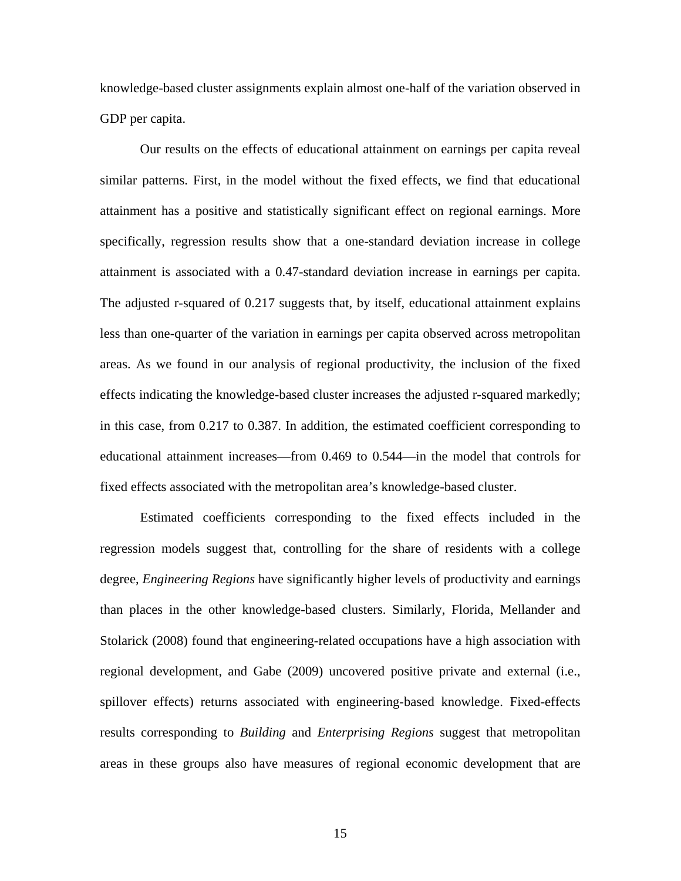knowledge-based cluster assignments explain almost one-half of the variation observed in GDP per capita.

Our results on the effects of educational attainment on earnings per capita reveal similar patterns. First, in the model without the fixed effects, we find that educational attainment has a positive and statistically significant effect on regional earnings. More specifically, regression results show that a one-standard deviation increase in college attainment is associated with a 0.47-standard deviation increase in earnings per capita. The adjusted r-squared of 0.217 suggests that, by itself, educational attainment explains less than one-quarter of the variation in earnings per capita observed across metropolitan areas. As we found in our analysis of regional productivity, the inclusion of the fixed effects indicating the knowledge-based cluster increases the adjusted r-squared markedly; in this case, from 0.217 to 0.387. In addition, the estimated coefficient corresponding to educational attainment increases—from 0.469 to 0.544—in the model that controls for fixed effects associated with the metropolitan area's knowledge-based cluster.

Estimated coefficients corresponding to the fixed effects included in the regression models suggest that, controlling for the share of residents with a college degree, *Engineering Regions* have significantly higher levels of productivity and earnings than places in the other knowledge-based clusters. Similarly, Florida, Mellander and Stolarick (2008) found that engineering-related occupations have a high association with regional development, and Gabe (2009) uncovered positive private and external (i.e., spillover effects) returns associated with engineering-based knowledge. Fixed-effects results corresponding to *Building* and *Enterprising Regions* suggest that metropolitan areas in these groups also have measures of regional economic development that are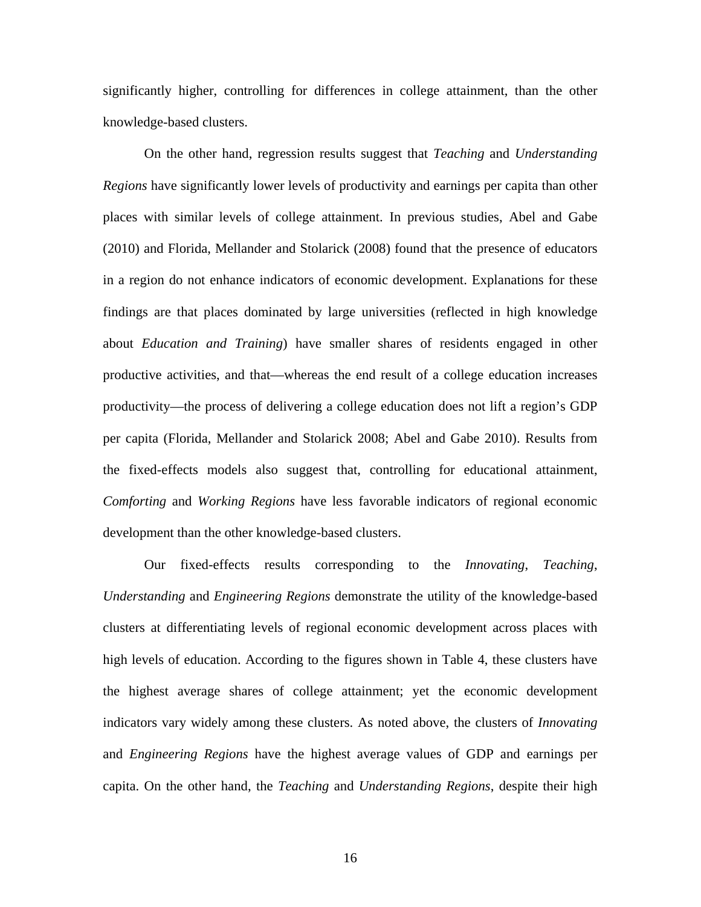significantly higher, controlling for differences in college attainment, than the other knowledge-based clusters.

On the other hand, regression results suggest that *Teaching* and *Understanding Regions* have significantly lower levels of productivity and earnings per capita than other places with similar levels of college attainment. In previous studies, Abel and Gabe (2010) and Florida, Mellander and Stolarick (2008) found that the presence of educators in a region do not enhance indicators of economic development. Explanations for these findings are that places dominated by large universities (reflected in high knowledge about *Education and Training*) have smaller shares of residents engaged in other productive activities, and that—whereas the end result of a college education increases productivity—the process of delivering a college education does not lift a region's GDP per capita (Florida, Mellander and Stolarick 2008; Abel and Gabe 2010). Results from the fixed-effects models also suggest that, controlling for educational attainment, *Comforting* and *Working Regions* have less favorable indicators of regional economic development than the other knowledge-based clusters.

Our fixed-effects results corresponding to the *Innovating*, *Teaching*, *Understanding* and *Engineering Regions* demonstrate the utility of the knowledge-based clusters at differentiating levels of regional economic development across places with high levels of education. According to the figures shown in Table 4, these clusters have the highest average shares of college attainment; yet the economic development indicators vary widely among these clusters. As noted above, the clusters of *Innovating* and *Engineering Regions* have the highest average values of GDP and earnings per capita. On the other hand, the *Teaching* and *Understanding Regions*, despite their high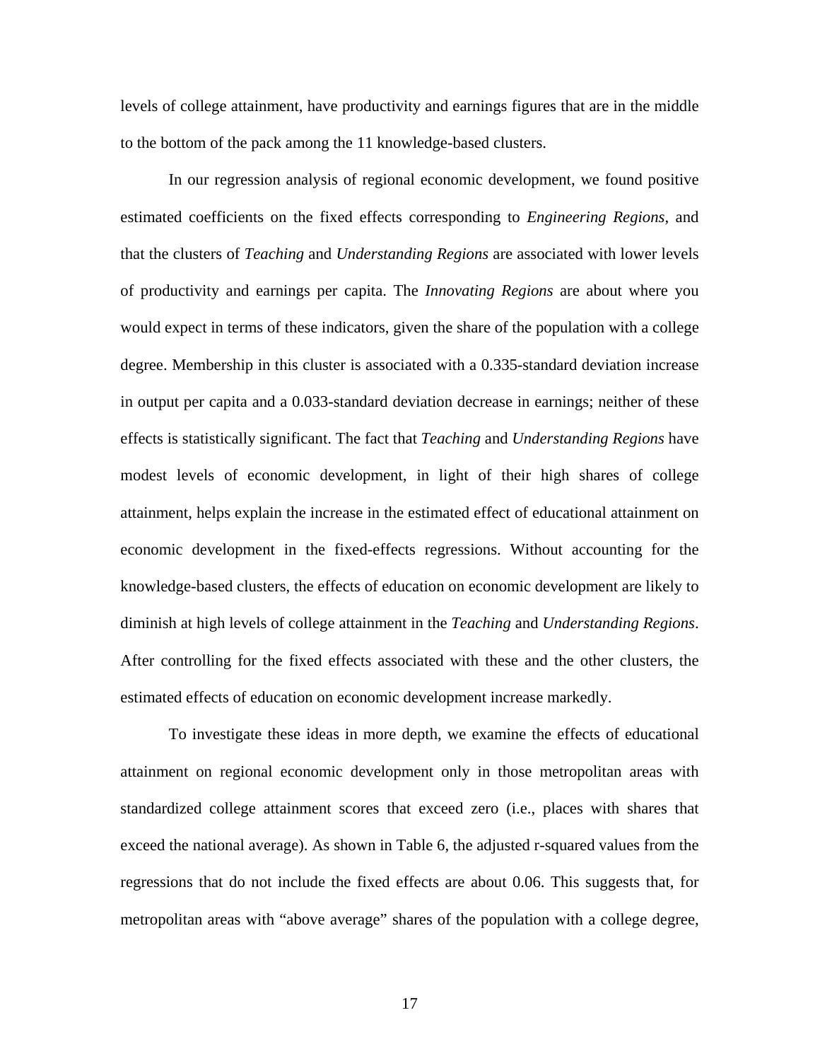levels of college attainment, have productivity and earnings figures that are in the middle to the bottom of the pack among the 11 knowledge-based clusters.

In our regression analysis of regional economic development, we found positive estimated coefficients on the fixed effects corresponding to *Engineering Regions*, and that the clusters of *Teaching* and *Understanding Regions* are associated with lower levels of productivity and earnings per capita. The *Innovating Regions* are about where you would expect in terms of these indicators, given the share of the population with a college degree. Membership in this cluster is associated with a 0.335-standard deviation increase in output per capita and a 0.033-standard deviation decrease in earnings; neither of these effects is statistically significant. The fact that *Teaching* and *Understanding Regions* have modest levels of economic development, in light of their high shares of college attainment, helps explain the increase in the estimated effect of educational attainment on economic development in the fixed-effects regressions. Without accounting for the knowledge-based clusters, the effects of education on economic development are likely to diminish at high levels of college attainment in the *Teaching* and *Understanding Regions*. After controlling for the fixed effects associated with these and the other clusters, the estimated effects of education on economic development increase markedly.

To investigate these ideas in more depth, we examine the effects of educational attainment on regional economic development only in those metropolitan areas with standardized college attainment scores that exceed zero (i.e., places with shares that exceed the national average). As shown in Table 6, the adjusted r-squared values from the regressions that do not include the fixed effects are about 0.06. This suggests that, for metropolitan areas with "above average" shares of the population with a college degree,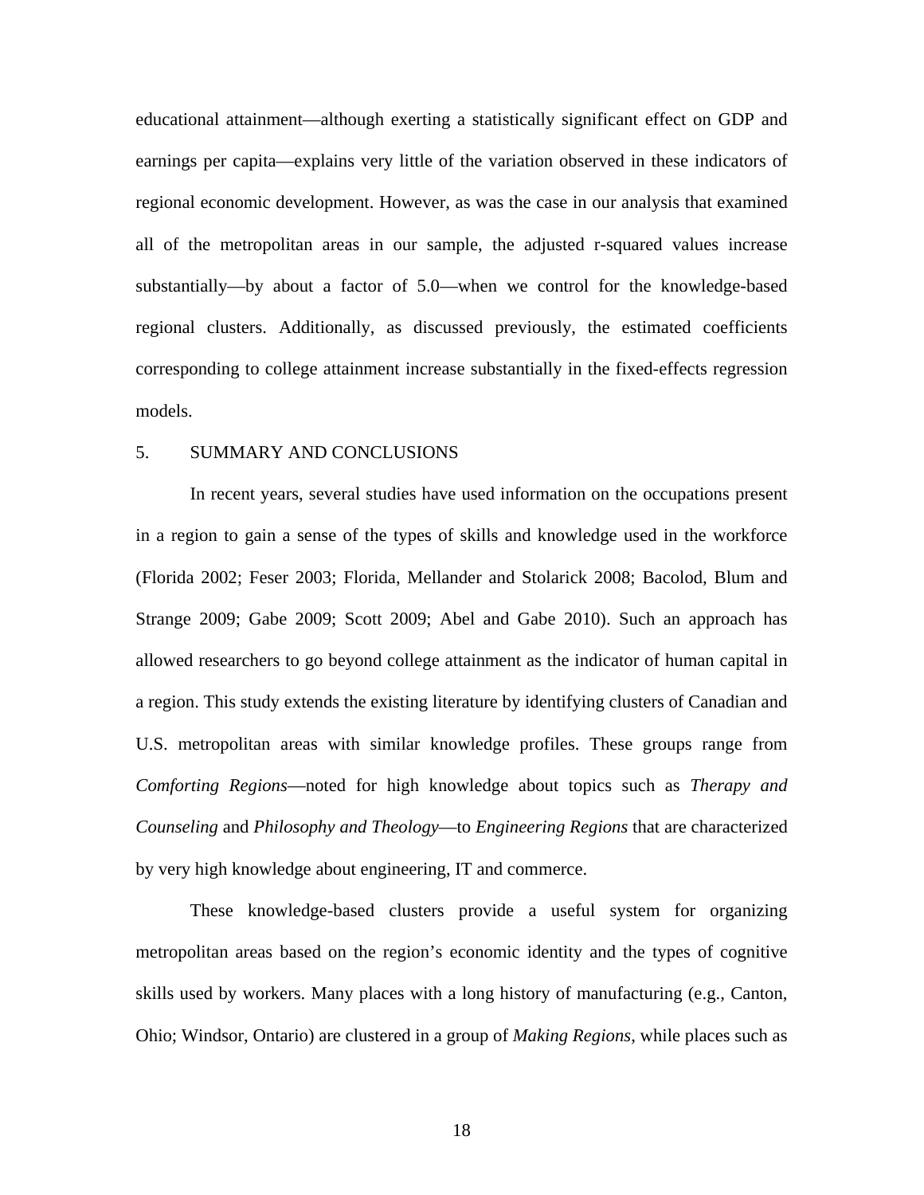educational attainment—although exerting a statistically significant effect on GDP and earnings per capita—explains very little of the variation observed in these indicators of regional economic development. However, as was the case in our analysis that examined all of the metropolitan areas in our sample, the adjusted r-squared values increase substantially—by about a factor of 5.0—when we control for the knowledge-based regional clusters. Additionally, as discussed previously, the estimated coefficients corresponding to college attainment increase substantially in the fixed-effects regression models.

## 5. SUMMARY AND CONCLUSIONS

In recent years, several studies have used information on the occupations present in a region to gain a sense of the types of skills and knowledge used in the workforce (Florida 2002; Feser 2003; Florida, Mellander and Stolarick 2008; Bacolod, Blum and Strange 2009; Gabe 2009; Scott 2009; Abel and Gabe 2010). Such an approach has allowed researchers to go beyond college attainment as the indicator of human capital in a region. This study extends the existing literature by identifying clusters of Canadian and U.S. metropolitan areas with similar knowledge profiles. These groups range from *Comforting Regions*—noted for high knowledge about topics such as *Therapy and Counseling* and *Philosophy and Theology*—to *Engineering Regions* that are characterized by very high knowledge about engineering, IT and commerce.

These knowledge-based clusters provide a useful system for organizing metropolitan areas based on the region's economic identity and the types of cognitive skills used by workers. Many places with a long history of manufacturing (e.g., Canton, Ohio; Windsor, Ontario) are clustered in a group of *Making Regions*, while places such as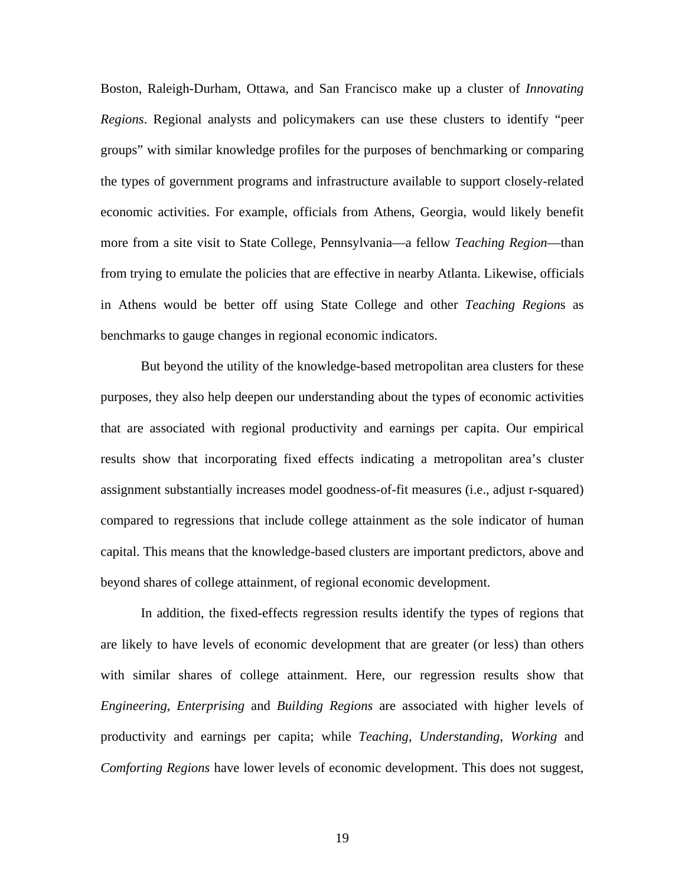Boston, Raleigh-Durham, Ottawa, and San Francisco make up a cluster of *Innovating Regions*. Regional analysts and policymakers can use these clusters to identify "peer groups" with similar knowledge profiles for the purposes of benchmarking or comparing the types of government programs and infrastructure available to support closely-related economic activities. For example, officials from Athens, Georgia, would likely benefit more from a site visit to State College, Pennsylvania—a fellow *Teaching Region*—than from trying to emulate the policies that are effective in nearby Atlanta. Likewise, officials in Athens would be better off using State College and other *Teaching Region*s as benchmarks to gauge changes in regional economic indicators.

But beyond the utility of the knowledge-based metropolitan area clusters for these purposes, they also help deepen our understanding about the types of economic activities that are associated with regional productivity and earnings per capita. Our empirical results show that incorporating fixed effects indicating a metropolitan area's cluster assignment substantially increases model goodness-of-fit measures (i.e., adjust r-squared) compared to regressions that include college attainment as the sole indicator of human capital. This means that the knowledge-based clusters are important predictors, above and beyond shares of college attainment, of regional economic development.

In addition, the fixed-effects regression results identify the types of regions that are likely to have levels of economic development that are greater (or less) than others with similar shares of college attainment. Here, our regression results show that *Engineering*, *Enterprising* and *Building Regions* are associated with higher levels of productivity and earnings per capita; while *Teaching*, *Understanding*, *Working* and *Comforting Regions* have lower levels of economic development. This does not suggest,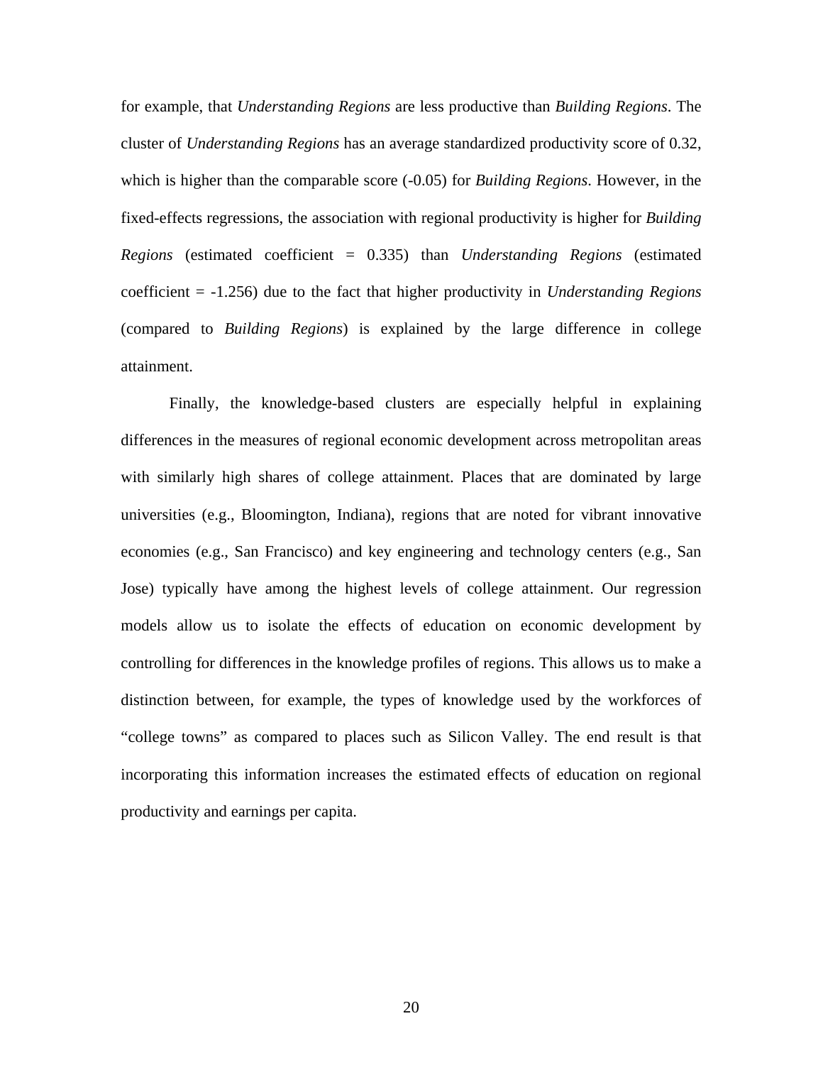for example, that *Understanding Regions* are less productive than *Building Regions*. The cluster of *Understanding Regions* has an average standardized productivity score of 0.32, which is higher than the comparable score (-0.05) for *Building Regions*. However, in the fixed-effects regressions, the association with regional productivity is higher for *Building Regions* (estimated coefficient = 0.335) than *Understanding Regions* (estimated coefficient = -1.256) due to the fact that higher productivity in *Understanding Regions* (compared to *Building Regions*) is explained by the large difference in college attainment.

Finally, the knowledge-based clusters are especially helpful in explaining differences in the measures of regional economic development across metropolitan areas with similarly high shares of college attainment. Places that are dominated by large universities (e.g., Bloomington, Indiana), regions that are noted for vibrant innovative economies (e.g., San Francisco) and key engineering and technology centers (e.g., San Jose) typically have among the highest levels of college attainment. Our regression models allow us to isolate the effects of education on economic development by controlling for differences in the knowledge profiles of regions. This allows us to make a distinction between, for example, the types of knowledge used by the workforces of "college towns" as compared to places such as Silicon Valley. The end result is that incorporating this information increases the estimated effects of education on regional productivity and earnings per capita.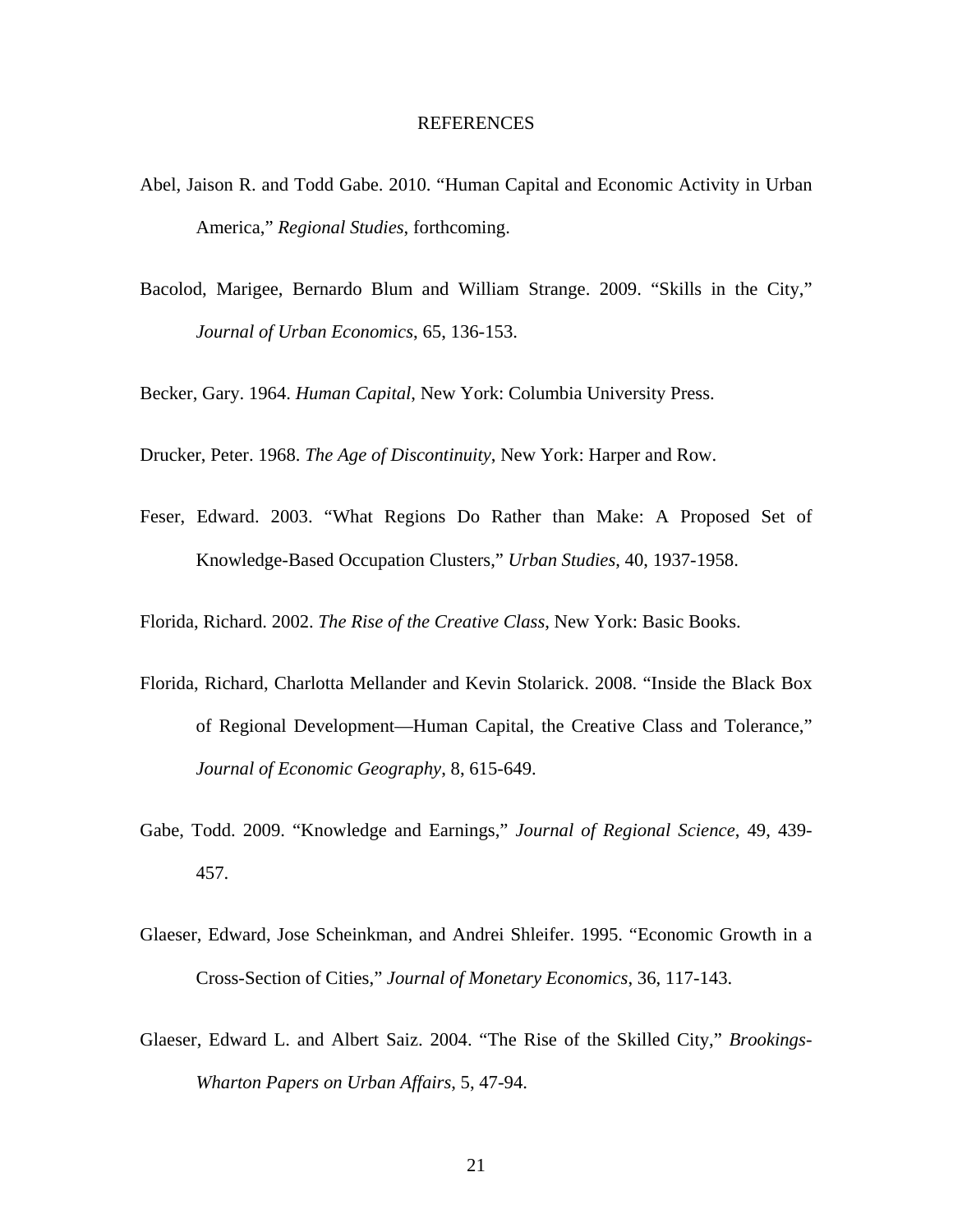## REFERENCES

Abel, Jaison R. and Todd Gabe. 2010. "Human Capital and Economic Activity in Urban America," *Regional Studies*, forthcoming.

Bacolod, Marigee, Bernardo Blum and William Strange. 2009. "Skills in the City," *Journal of Urban Economics*, 65, 136-153.

Becker, Gary. 1964. *Human Capital*, New York: Columbia University Press.

Drucker, Peter. 1968. *The Age of Discontinuity*, New York: Harper and Row.

Feser, Edward. 2003. "What Regions Do Rather than Make: A Proposed Set of Knowledge-Based Occupation Clusters," *Urban Studies*, 40, 1937-1958.

Florida, Richard. 2002. *The Rise of the Creative Class*, New York: Basic Books.

Florida, Richard, Charlotta Mellander and Kevin Stolarick. 2008. "Inside the Black Box of Regional Development—Human Capital, the Creative Class and Tolerance," *Journal of Economic Geography*, 8, 615-649.

Gabe, Todd. 2009. "Knowledge and Earnings," *Journal of Regional Science*, 49, 439-457.

Glaeser, Edward, Jose Scheinkman, and Andrei Shleifer. 1995. "Economic Growth in a Cross-Section of Cities," *Journal of Monetary Economics*, 36, 117-143.

Glaeser, Edward L. and Albert Saiz. 2004. "The Rise of the Skilled City," *Brookings-Wharton Papers on Urban Affairs*, 5, 47-94.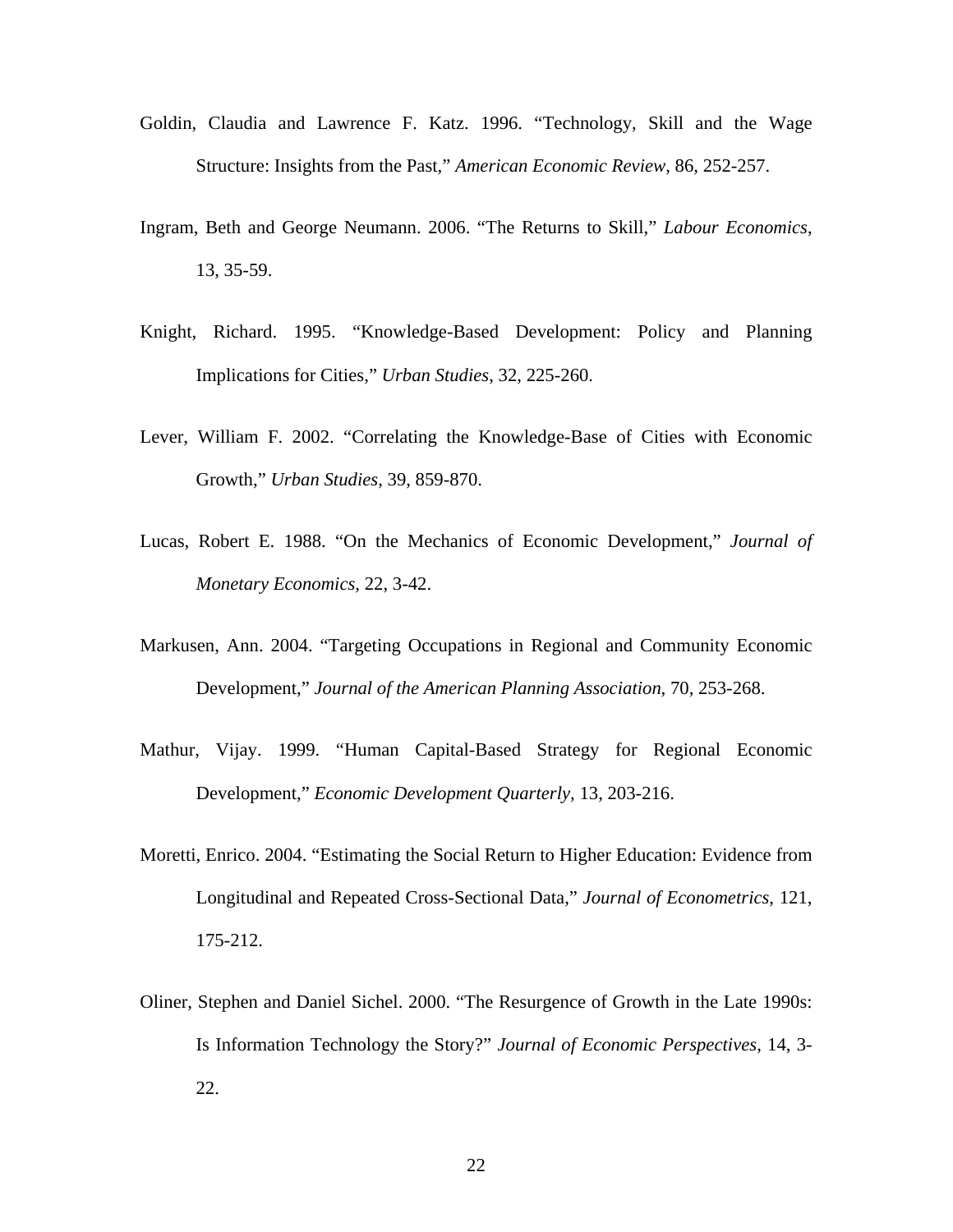Goldin, Claudia and Lawrence F. Katz. 1996. "Technology, Skill and the Wage Structure: Insights from the Past," *American Economic Review*, 86, 252-257.

Ingram, Beth and George Neumann. 2006. "The Returns to Skill," *Labour Economics*, 13, 35-59.

Knight, Richard. 1995. "Knowledge-Based Development: Policy and Planning Implications for Cities," *Urban Studies*, 32, 225-260.

Lever, William F. 2002. "Correlating the Knowledge-Base of Cities with Economic Growth," *Urban Studies*, 39, 859-870.

Lucas, Robert E. 1988. "On the Mechanics of Economic Development," *Journal of Monetary Economics*, 22, 3-42.

Markusen, Ann. 2004. "Targeting Occupations in Regional and Community Economic Development," *Journal of the American Planning Association*, 70, 253-268.

Mathur, Vijay. 1999. "Human Capital-Based Strategy for Regional Economic Development," *Economic Development Quarterly*, 13, 203-216.

Moretti, Enrico. 2004. "Estimating the Social Return to Higher Education: Evidence from Longitudinal and Repeated Cross-Sectional Data," *Journal of Econometrics*, 121, 175-212.

Oliner, Stephen and Daniel Sichel. 2000. "The Resurgence of Growth in the Late 1990s: Is Information Technology the Story?" *Journal of Economic Perspectives*, 14, 3-22.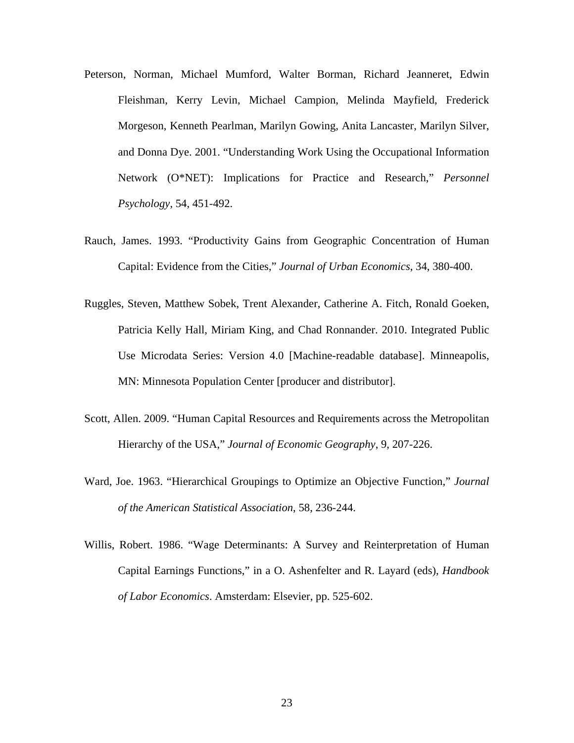Peterson, Norman, Michael Mumford, Walter Borman, Richard Jeanneret, Edwin Fleishman, Kerry Levin, Michael Campion, Melinda Mayfield, Frederick Morgeson, Kenneth Pearlman, Marilyn Gowing, Anita Lancaster, Marilyn Silver, and Donna Dye. 2001. "Understanding Work Using the Occupational Information Network (O*NET): Implications for Practice and Research," *Personnel Psychology*, 54, 451-492.

Rauch, James. 1993. "Productivity Gains from Geographic Concentration of Human Capital: Evidence from the Cities," *Journal of Urban Economics*, 34, 380-400.

Ruggles, Steven, Matthew Sobek, Trent Alexander, Catherine A. Fitch, Ronald Goeken, Patricia Kelly Hall, Miriam King, and Chad Ronnander. 2010. Integrated Public Use Microdata Series: Version 4.0 [Machine-readable database]. Minneapolis, MN: Minnesota Population Center [producer and distributor].

Scott, Allen. 2009. "Human Capital Resources and Requirements across the Metropolitan Hierarchy of the USA," *Journal of Economic Geography*, 9, 207-226.

Ward, Joe. 1963. "Hierarchical Groupings to Optimize an Objective Function," *Journal of the American Statistical Association*, 58, 236-244.

Willis, Robert. 1986. "Wage Determinants: A Survey and Reinterpretation of Human Capital Earnings Functions," in a O. Ashenfelter and R. Layard (eds), *Handbook of Labor Economics*. Amsterdam: Elsevier, pp. 525-602.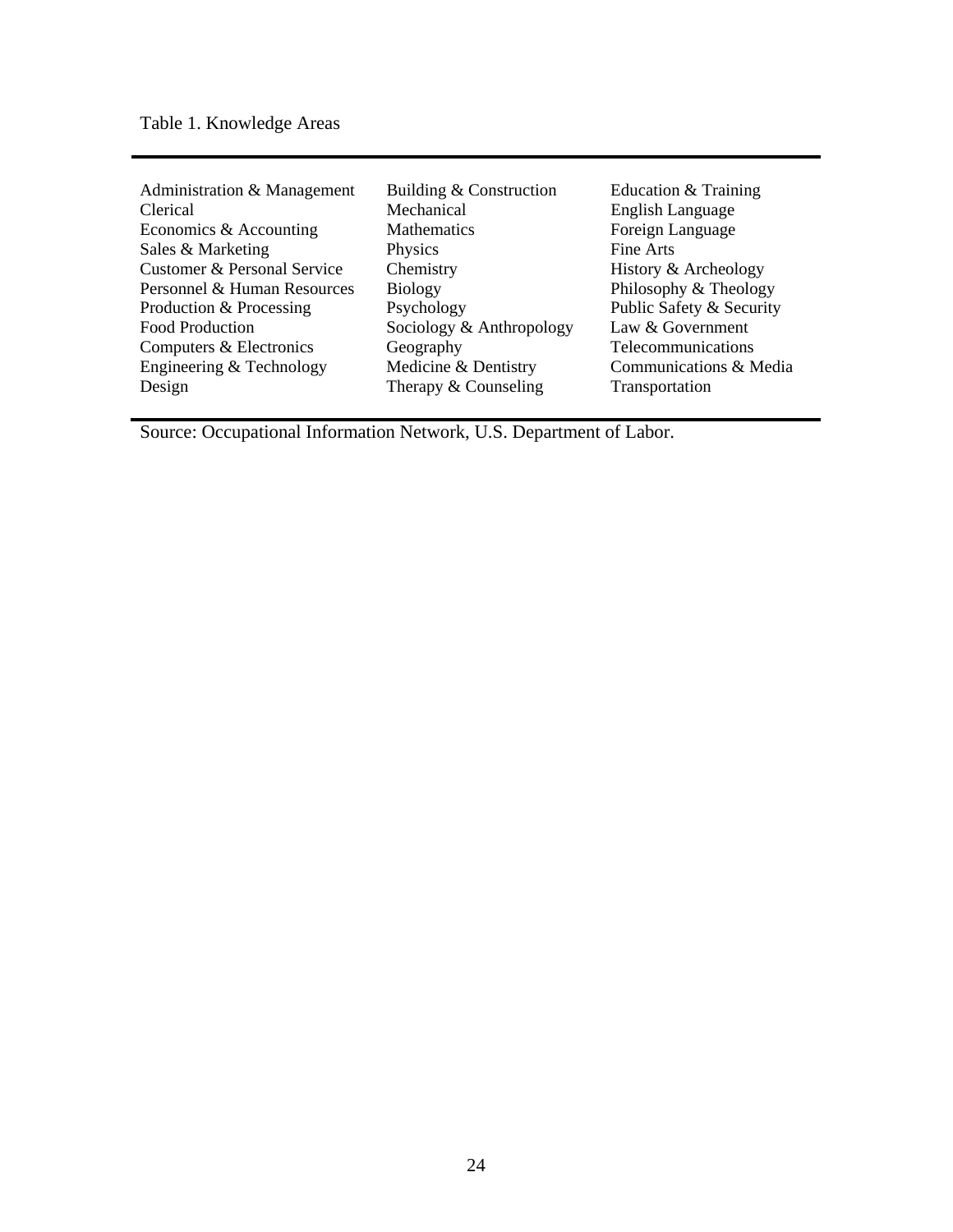Table 1. Knowledge Areas

| | | |
|---|---|---|
| Administration & Management | Building & Construction | Education & Training |
| Clerical | Mechanical | English Language |
| Economics & Accounting | Mathematics | Foreign Language |
| Sales & Marketing | Physics | Fine Arts |
| Customer & Personal Service | Chemistry | History & Archeology |
| Personnel & Human Resources | Biology | Philosophy & Theology |
| Production & Processing | Psychology | Public Safety & Security |
| Food Production | Sociology & Anthropology | Law & Government |
| Computers & Electronics | Geography | Telecommunications |
| Engineering & Technology | Medicine & Dentistry | Communications & Media |
| Design | Therapy & Counseling | Transportation |

Source: Occupational Information Network, U.S. Department of Labor.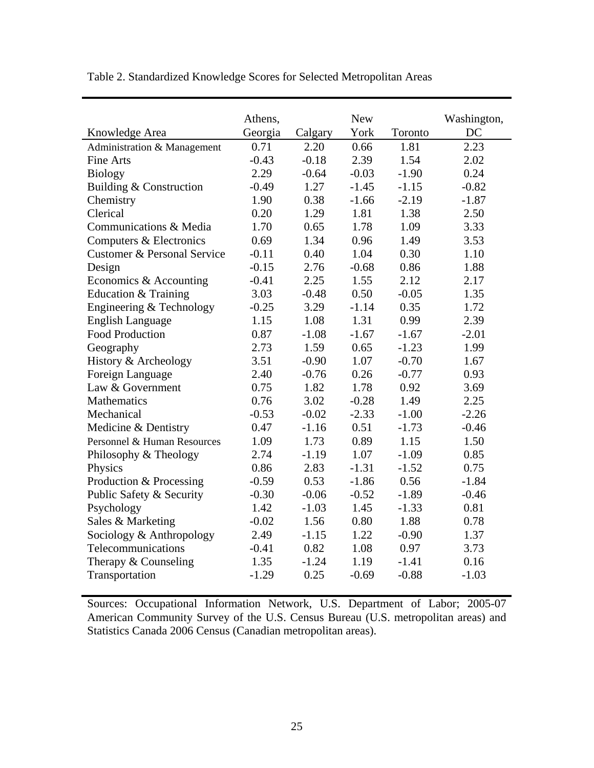Table 2. Standardized Knowledge Scores for Selected Metropolitan Areas

| Knowledge Area | Athens, Georgia | Calgary | New York | Toronto | Washington, DC |
|---|---|---|---|---|---|
| Administration & Management | 0.71 | 2.20 | 0.66 | 1.81 | 2.23 |
| Fine Arts | -0.43 | -0.18 | 2.39 | 1.54 | 2.02 |
| Biology | 2.29 | -0.64 | -0.03 | -1.90 | 0.24 |
| Building & Construction | -0.49 | 1.27 | -1.45 | -1.15 | -0.82 |
| Chemistry | 1.90 | 0.38 | -1.66 | -2.19 | -1.87 |
| Clerical | 0.20 | 1.29 | 1.81 | 1.38 | 2.50 |
| Communications & Media | 1.70 | 0.65 | 1.78 | 1.09 | 3.33 |
| Computers & Electronics | 0.69 | 1.34 | 0.96 | 1.49 | 3.53 |
| Customer & Personal Service | -0.11 | 0.40 | 1.04 | 0.30 | 1.10 |
| Design | -0.15 | 2.76 | -0.68 | 0.86 | 1.88 |
| Economics & Accounting | -0.41 | 2.25 | 1.55 | 2.12 | 2.17 |
| Education & Training | 3.03 | -0.48 | 0.50 | -0.05 | 1.35 |
| Engineering & Technology | -0.25 | 3.29 | -1.14 | 0.35 | 1.72 |
| English Language | 1.15 | 1.08 | 1.31 | 0.99 | 2.39 |
| Food Production | 0.87 | -1.08 | -1.67 | -1.67 | -2.01 |
| Geography | 2.73 | 1.59 | 0.65 | -1.23 | 1.99 |
| History & Archeology | 3.51 | -0.90 | 1.07 | -0.70 | 1.67 |
| Foreign Language | 2.40 | -0.76 | 0.26 | -0.77 | 0.93 |
| Law & Government | 0.75 | 1.82 | 1.78 | 0.92 | 3.69 |
| Mathematics | 0.76 | 3.02 | -0.28 | 1.49 | 2.25 |
| Mechanical | -0.53 | -0.02 | -2.33 | -1.00 | -2.26 |
| Medicine & Dentistry | 0.47 | -1.16 | 0.51 | -1.73 | -0.46 |
| Personnel & Human Resources | 1.09 | 1.73 | 0.89 | 1.15 | 1.50 |
| Philosophy & Theology | 2.74 | -1.19 | 1.07 | -1.09 | 0.85 |
| Physics | 0.86 | 2.83 | -1.31 | -1.52 | 0.75 |
| Production & Processing | -0.59 | 0.53 | -1.86 | 0.56 | -1.84 |
| Public Safety & Security | -0.30 | -0.06 | -0.52 | -1.89 | -0.46 |
| Psychology | 1.42 | -1.03 | 1.45 | -1.33 | 0.81 |
| Sales & Marketing | -0.02 | 1.56 | 0.80 | 1.88 | 0.78 |
| Sociology & Anthropology | 2.49 | -1.15 | 1.22 | -0.90 | 1.37 |
| Telecommunications | -0.41 | 0.82 | 1.08 | 0.97 | 3.73 |
| Therapy & Counseling | 1.35 | -1.24 | 1.19 | -1.41 | 0.16 |
| Transportation | -1.29 | 0.25 | -0.69 | -0.88 | -1.03 |

Sources: Occupational Information Network, U.S. Department of Labor; 2005-07 American Community Survey of the U.S. Census Bureau (U.S. metropolitan areas) and Statistics Canada 2006 Census (Canadian metropolitan areas).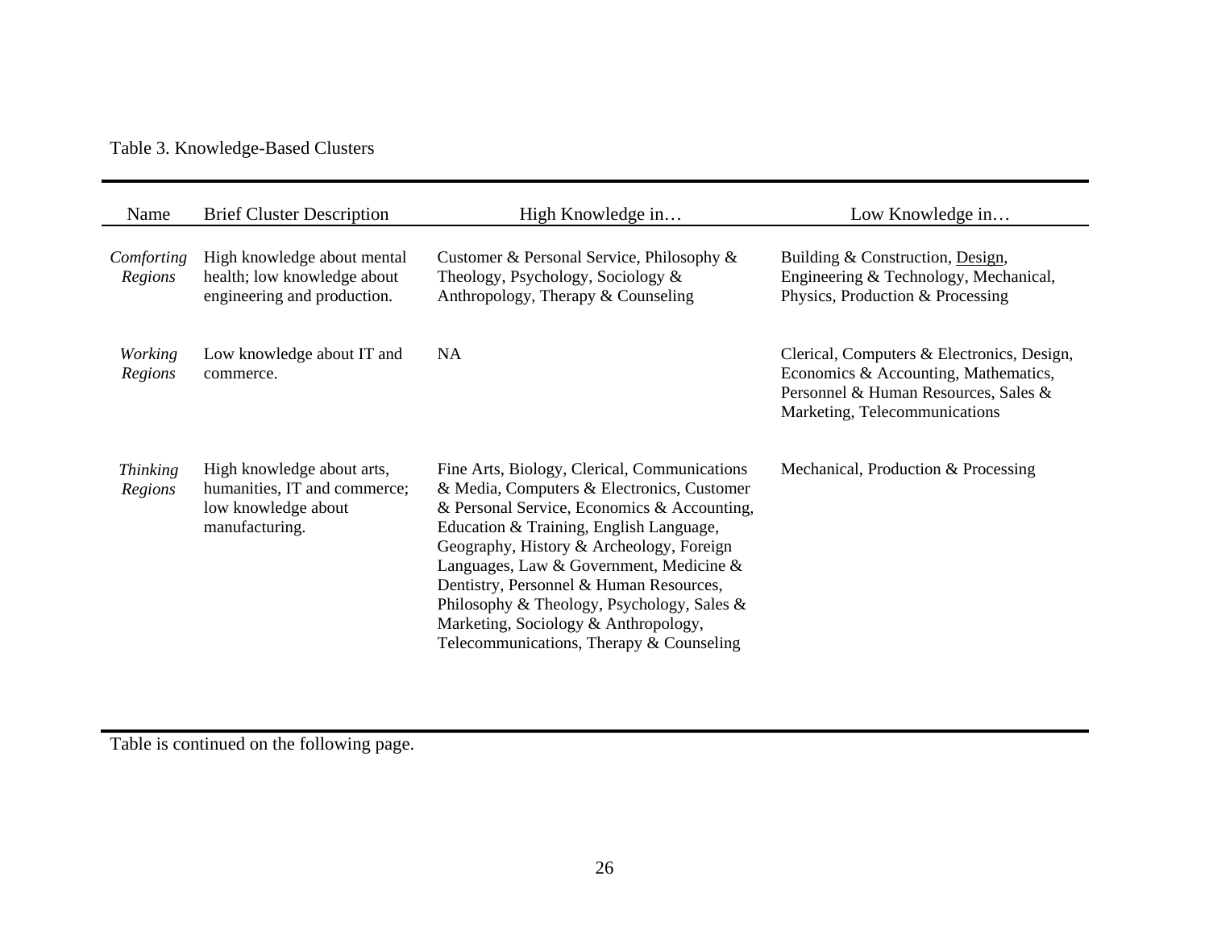Table 3. Knowledge-Based Clusters

| Name | Brief Cluster Description | High Knowledge in… | Low Knowledge in… |
|---|---|---|---|
| *Comforting Regions* | High knowledge about mental health; low knowledge about engineering and production. | Customer & Personal Service, Philosophy & Theology, Psychology, Sociology & Anthropology, Therapy & Counseling | Building & Construction, Design, Engineering & Technology, Mechanical, Physics, Production & Processing |
| *Working Regions* | Low knowledge about IT and commerce. | NA | Clerical, Computers & Electronics, Design, Economics & Accounting, Mathematics, Personnel & Human Resources, Sales & Marketing, Telecommunications |
| *Thinking Regions* | High knowledge about arts, humanities, IT and commerce; low knowledge about manufacturing. | Fine Arts, Biology, Clerical, Communications & Media, Computers & Electronics, Customer & Personal Service, Economics & Accounting, Education & Training, English Language, Geography, History & Archeology, Foreign Languages, Law & Government, Medicine & Dentistry, Personnel & Human Resources, Philosophy & Theology, Psychology, Sales & Marketing, Sociology & Anthropology, Telecommunications, Therapy & Counseling | Mechanical, Production & Processing |

Table is continued on the following page.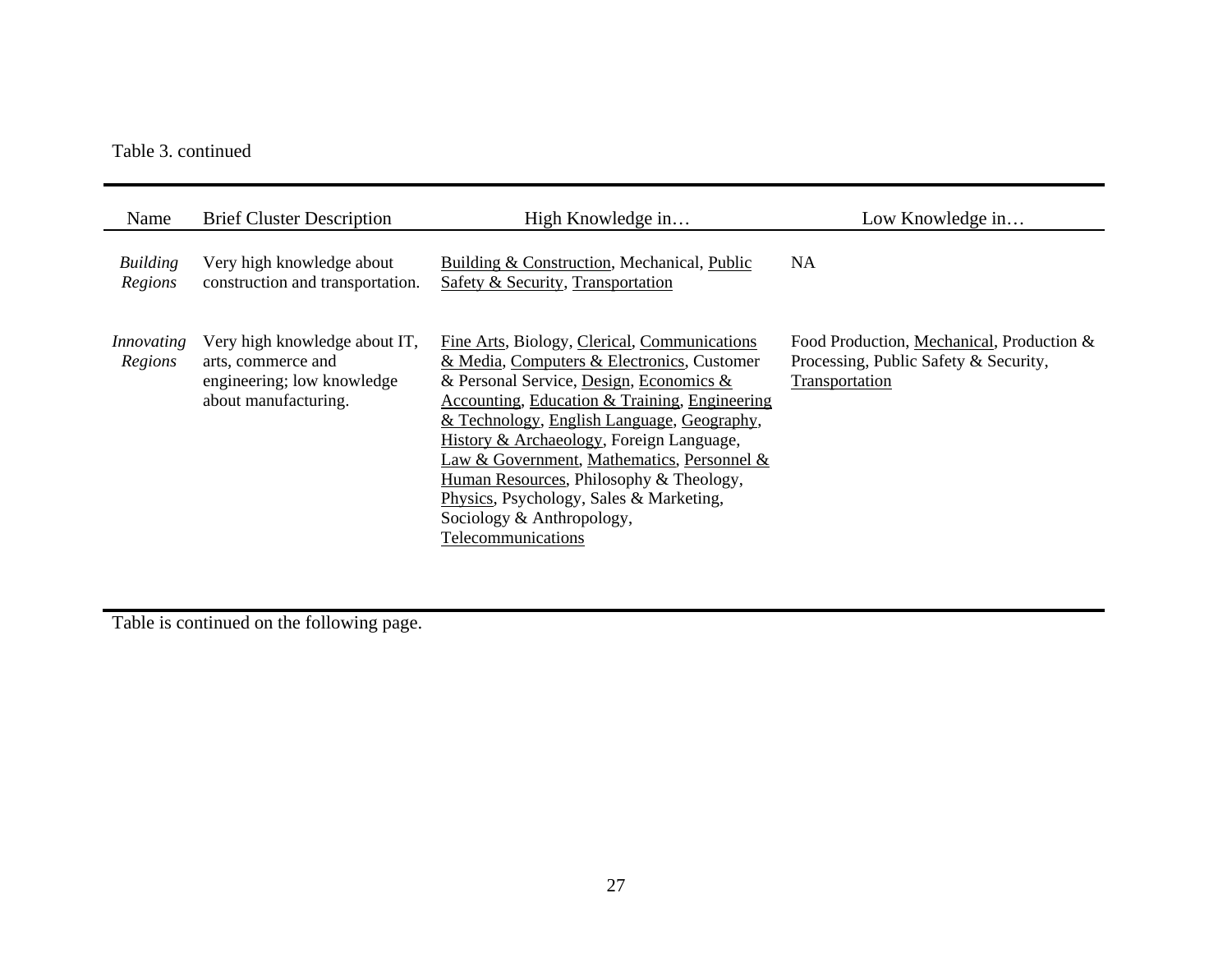Table 3. continued

| Name | Brief Cluster Description | High Knowledge in… | Low Knowledge in… |
|---|---|---|---|
| *Building Regions* | Very high knowledge about construction and transportation. | <u>Building & Construction</u>, Mechanical, <u>Public Safety & Security</u>, <u>Transportation</u> | NA |
| *Innovating Regions* | Very high knowledge about IT, arts, commerce and engineering; low knowledge about manufacturing. | <u>Fine Arts</u>, Biology, <u>Clerical</u>, <u>Communications & Media</u>, <u>Computers & Electronics</u>, Customer & Personal Service, <u>Design</u>, <u>Economics & Accounting</u>, <u>Education & Training</u>, <u>Engineering & Technology</u>, <u>English Language</u>, <u>Geography</u>, <u>History & Archaeology</u>, Foreign Language, <u>Law & Government</u>, <u>Mathematics</u>, <u>Personnel & Human Resources</u>, Philosophy & Theology, <u>Physics</u>, Psychology, Sales & Marketing, Sociology & Anthropology, <u>Telecommunications</u> | Food Production, <u>Mechanical</u>, Production & Processing, Public Safety & Security, <u>Transportation</u> |

Table is continued on the following page.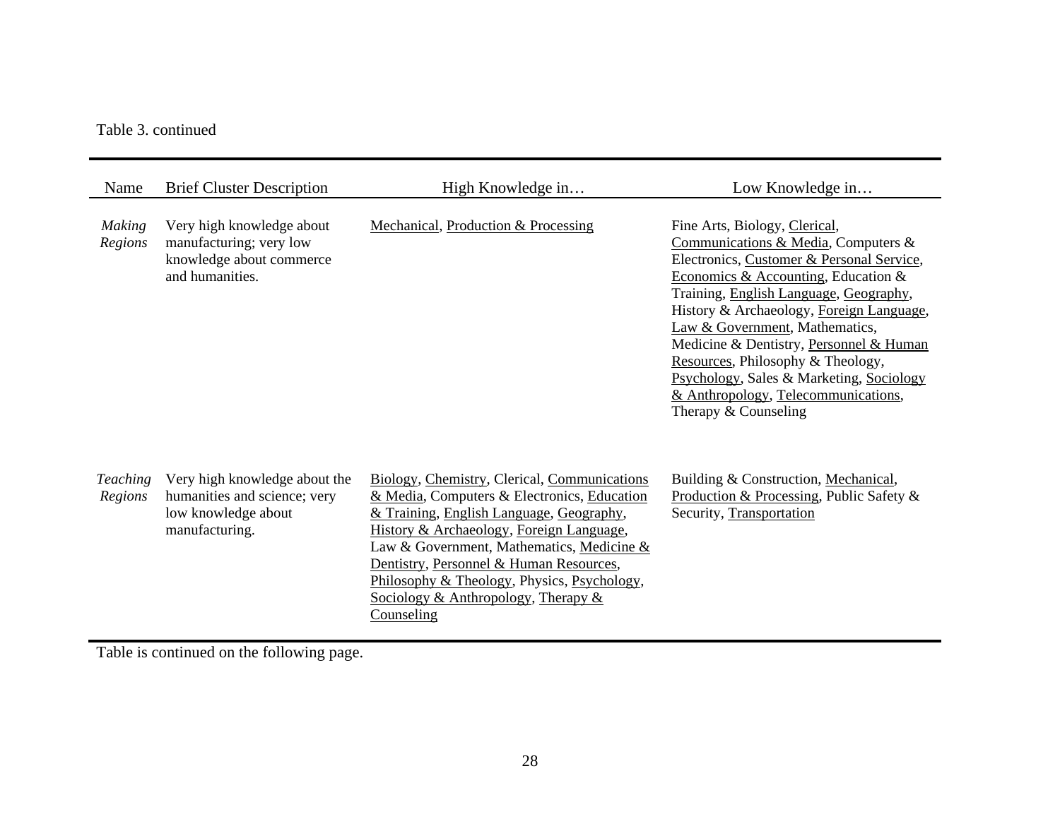Table 3. continued

| Name | Brief Cluster Description | High Knowledge in… | Low Knowledge in… |
|---|---|---|---|
| *Making Regions* | Very high knowledge about manufacturing; very low knowledge about commerce and humanities. | <u>Mechanical</u>, <u>Production & Processing</u> | Fine Arts, Biology, <u>Clerical</u>, <u>Communications & Media</u>, Computers & Electronics, <u>Customer & Personal Service</u>, <u>Economics & Accounting</u>, Education & Training, <u>English Language</u>, <u>Geography</u>, History & Archaeology, <u>Foreign Language</u>, <u>Law & Government</u>, Mathematics, Medicine & Dentistry, <u>Personnel & Human Resources</u>, Philosophy & Theology, <u>Psychology</u>, Sales & Marketing, <u>Sociology & Anthropology</u>, <u>Telecommunications</u>, Therapy & Counseling |
| *Teaching Regions* | Very high knowledge about the humanities and science; very low knowledge about manufacturing. | <u>Biology</u>, <u>Chemistry</u>, Clerical, <u>Communications & Media</u>, Computers & Electronics, <u>Education & Training</u>, <u>English Language</u>, <u>Geography</u>, <u>History & Archaeology</u>, <u>Foreign Language</u>, Law & Government, Mathematics, <u>Medicine & Dentistry</u>, <u>Personnel & Human Resources</u>, <u>Philosophy & Theology</u>, Physics, <u>Psychology</u>, <u>Sociology & Anthropology</u>, <u>Therapy & Counseling</u> | Building & Construction, <u>Mechanical</u>, <u>Production & Processing</u>, Public Safety & Security, <u>Transportation</u> |

Table is continued on the following page.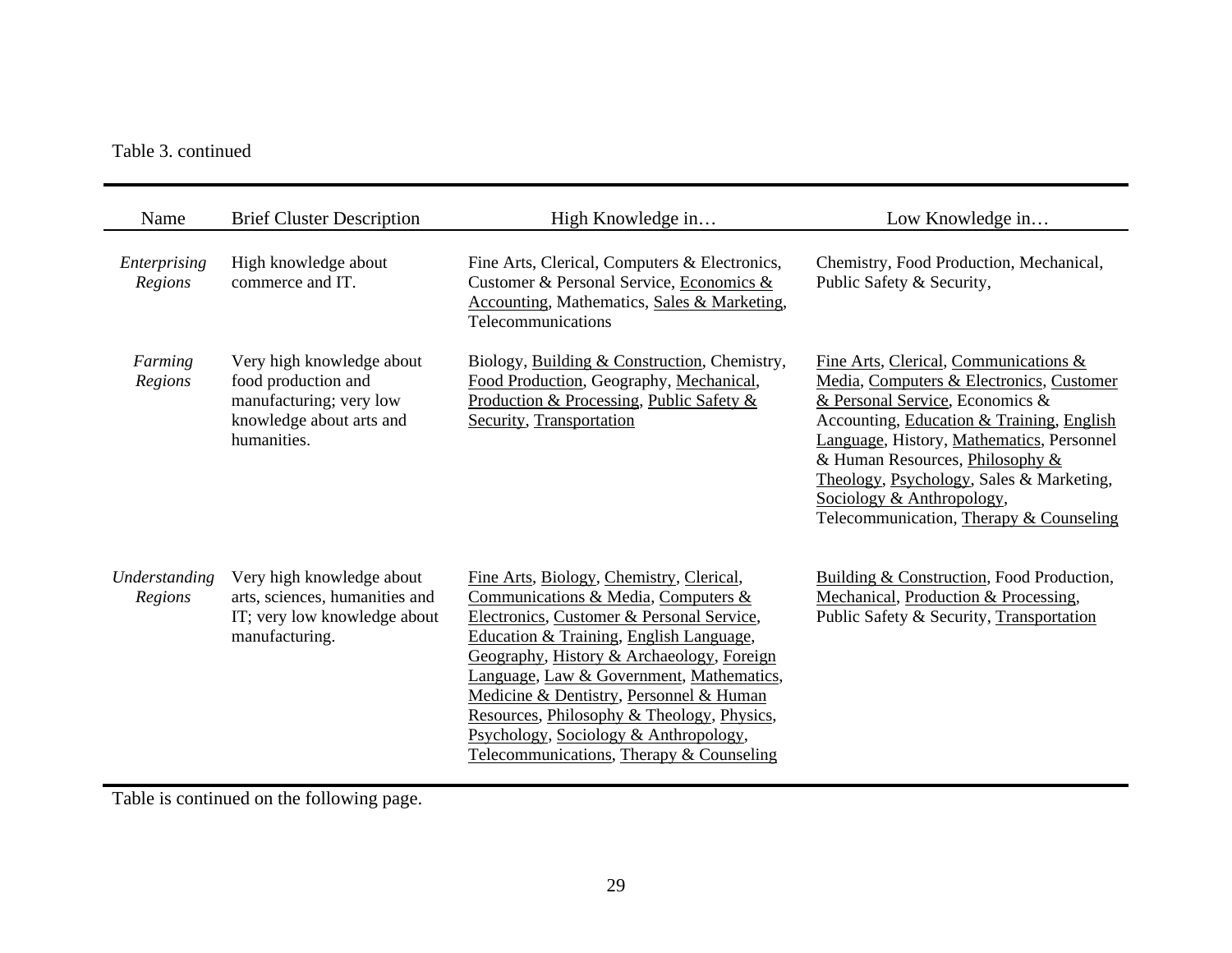Table 3. continued

| Name | Brief Cluster Description | High Knowledge in… | Low Knowledge in… |
|---|---|---|---|
| *Enterprising Regions* | High knowledge about commerce and IT. | Fine Arts, Clerical, Computers & Electronics, Customer & Personal Service, <u>Economics & Accounting</u>, Mathematics, <u>Sales & Marketing</u>, Telecommunications | Chemistry, Food Production, Mechanical, Public Safety & Security, |
| *Farming Regions* | Very high knowledge about food production and manufacturing; very low knowledge about arts and humanities. | Biology, <u>Building & Construction</u>, Chemistry, <u>Food Production</u>, Geography, <u>Mechanical</u>, <u>Production & Processing</u>, <u>Public Safety & Security</u>, <u>Transportation</u> | <u>Fine Arts</u>, <u>Clerical</u>, <u>Communications & Media</u>, <u>Computers & Electronics</u>, <u>Customer & Personal Service</u>, Economics & Accounting, <u>Education & Training</u>, <u>English Language</u>, History, <u>Mathematics</u>, Personnel & Human Resources, <u>Philosophy & Theology</u>, <u>Psychology</u>, Sales & Marketing, <u>Sociology & Anthropology</u>, Telecommunication, <u>Therapy & Counseling</u> |
| *Understanding Regions* | Very high knowledge about arts, sciences, humanities and IT; very low knowledge about manufacturing. | <u>Fine Arts</u>, <u>Biology</u>, <u>Chemistry</u>, <u>Clerical</u>, <u>Communications & Media</u>, <u>Computers & Electronics</u>, <u>Customer & Personal Service</u>, <u>Education & Training</u>, <u>English Language</u>, <u>Geography</u>, <u>History & Archaeology</u>, <u>Foreign Language</u>, <u>Law & Government</u>, <u>Mathematics</u>, <u>Medicine & Dentistry</u>, <u>Personnel & Human Resources</u>, <u>Philosophy & Theology</u>, <u>Physics</u>, <u>Psychology</u>, <u>Sociology & Anthropology</u>, <u>Telecommunications</u>, <u>Therapy & Counseling</u> | <u>Building & Construction</u>, Food Production, <u>Mechanical</u>, <u>Production & Processing</u>, Public Safety & Security, <u>Transportation</u> |

Table is continued on the following page.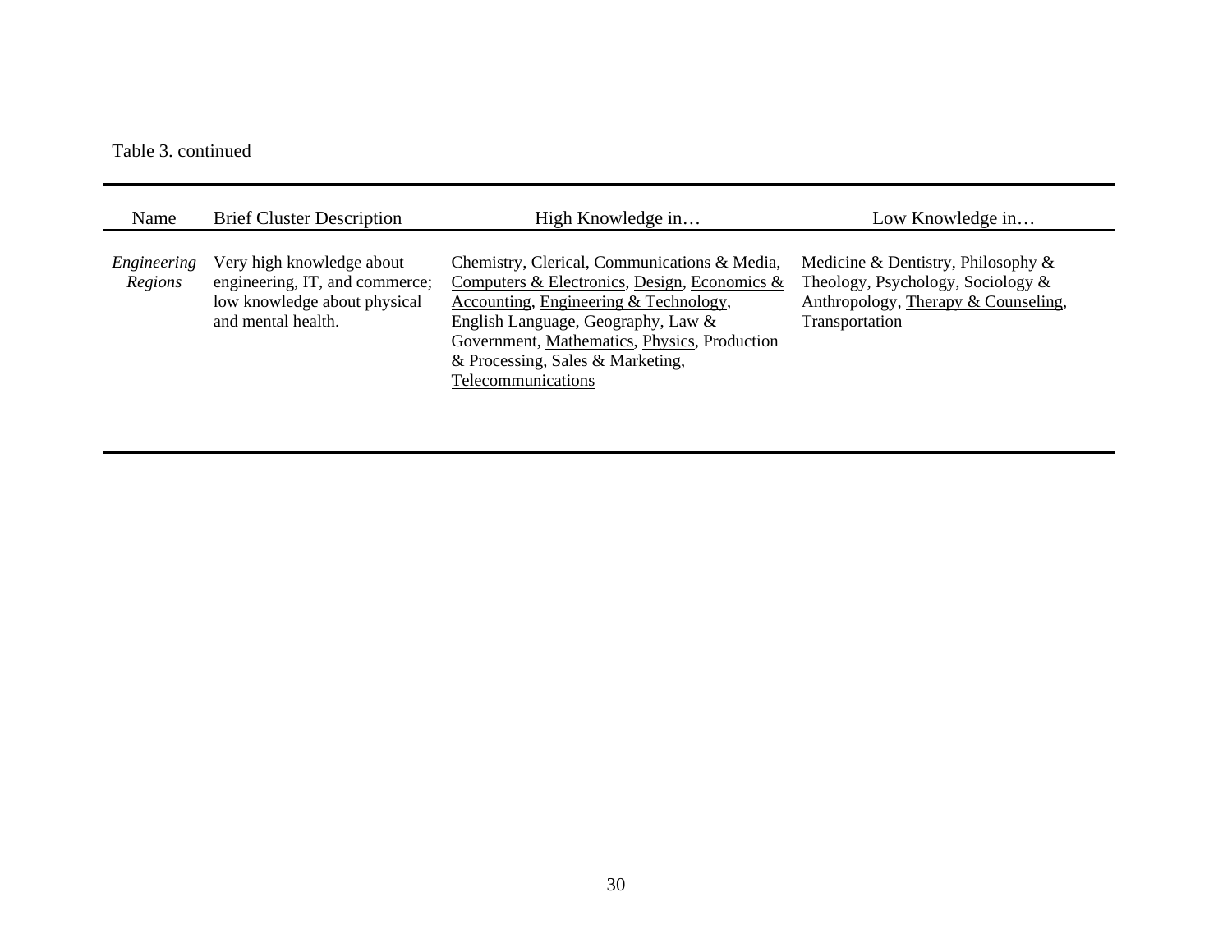Table 3. continued

| Name | Brief Cluster Description | High Knowledge in… | Low Knowledge in… |
|---|---|---|---|
| *Engineering Regions* | Very high knowledge about engineering, IT, and commerce; low knowledge about physical and mental health. | Chemistry, Clerical, Communications & Media, <u>Computers & Electronics</u>, <u>Design</u>, <u>Economics & Accounting</u>, <u>Engineering & Technology</u>, English Language, Geography, Law & Government, <u>Mathematics</u>, <u>Physics</u>, Production & Processing, Sales & Marketing, <u>Telecommunications</u> | Medicine & Dentistry, Philosophy & Theology, Psychology, Sociology & Anthropology, <u>Therapy & Counseling</u>, Transportation |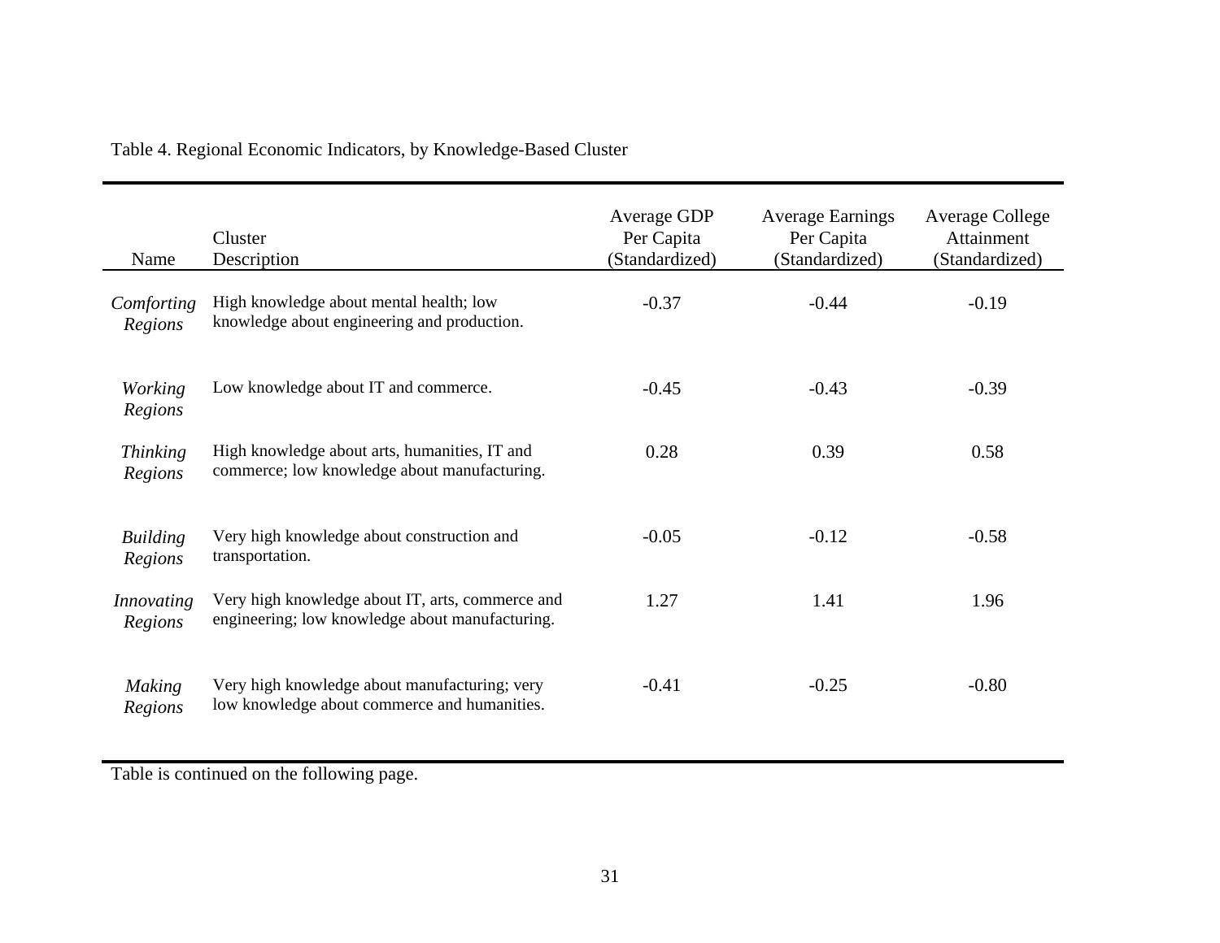Table 4. Regional Economic Indicators, by Knowledge-Based Cluster

| Name | Cluster Description | Average GDP Per Capita (Standardized) | Average Earnings Per Capita (Standardized) | Average College Attainment (Standardized) |
|---|---|---|---|---|
| *Comforting Regions* | High knowledge about mental health; low knowledge about engineering and production. | -0.37 | -0.44 | -0.19 |
| *Working Regions* | Low knowledge about IT and commerce. | -0.45 | -0.43 | -0.39 |
| *Thinking Regions* | High knowledge about arts, humanities, IT and commerce; low knowledge about manufacturing. | 0.28 | 0.39 | 0.58 |
| *Building Regions* | Very high knowledge about construction and transportation. | -0.05 | -0.12 | -0.58 |
| *Innovating Regions* | Very high knowledge about IT, arts, commerce and engineering; low knowledge about manufacturing. | 1.27 | 1.41 | 1.96 |
| *Making Regions* | Very high knowledge about manufacturing; very low knowledge about commerce and humanities. | -0.41 | -0.25 | -0.80 |

Table is continued on the following page.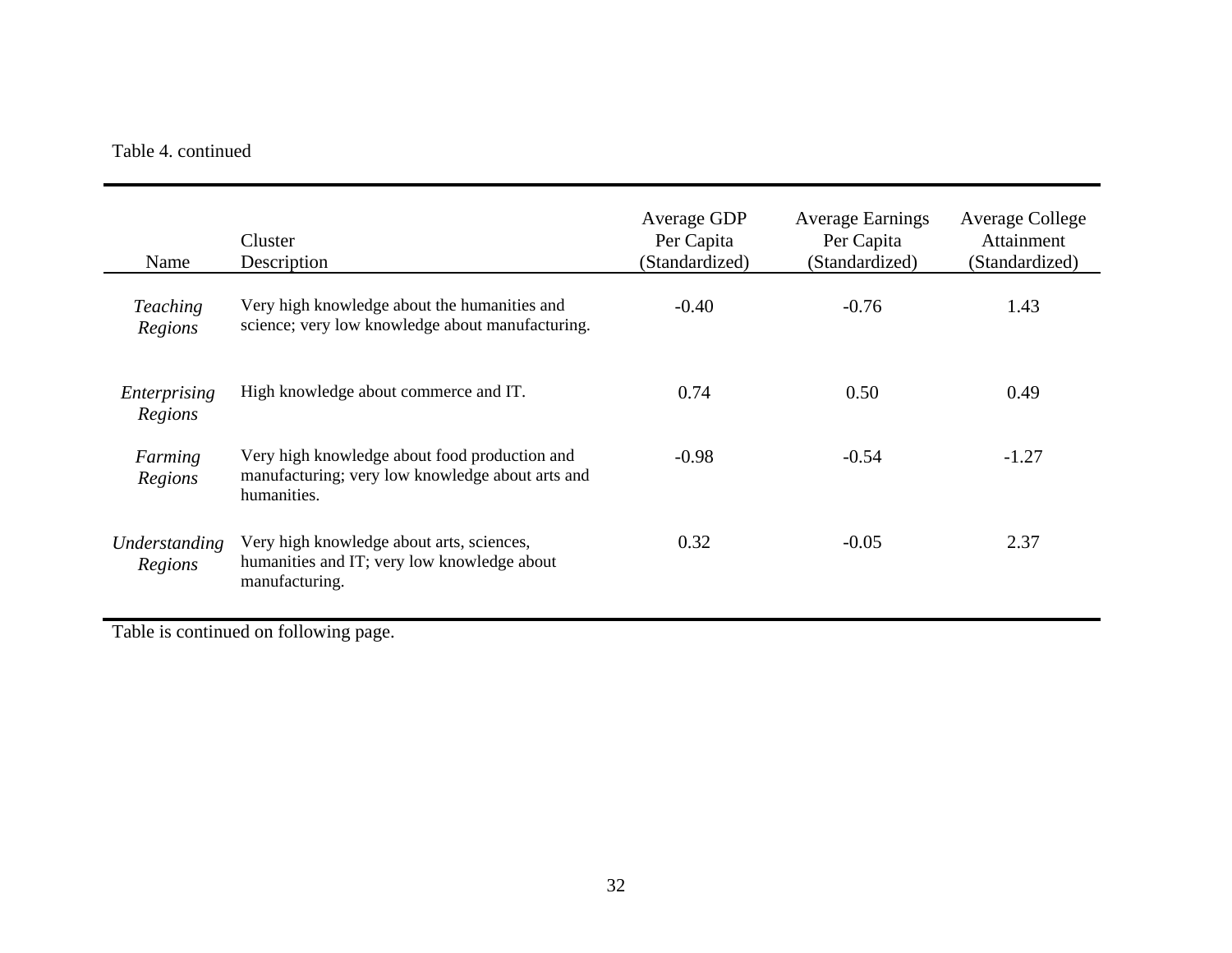Table 4. continued

| Name | Cluster Description | Average GDP Per Capita (Standardized) | Average Earnings Per Capita (Standardized) | Average College Attainment (Standardized) |
|---|---|---|---|---|
| *Teaching Regions* | Very high knowledge about the humanities and science; very low knowledge about manufacturing. | -0.40 | -0.76 | 1.43 |
| *Enterprising Regions* | High knowledge about commerce and IT. | 0.74 | 0.50 | 0.49 |
| *Farming Regions* | Very high knowledge about food production and manufacturing; very low knowledge about arts and humanities. | -0.98 | -0.54 | -1.27 |
| *Understanding Regions* | Very high knowledge about arts, sciences, humanities and IT; very low knowledge about manufacturing. | 0.32 | -0.05 | 2.37 |

Table is continued on following page.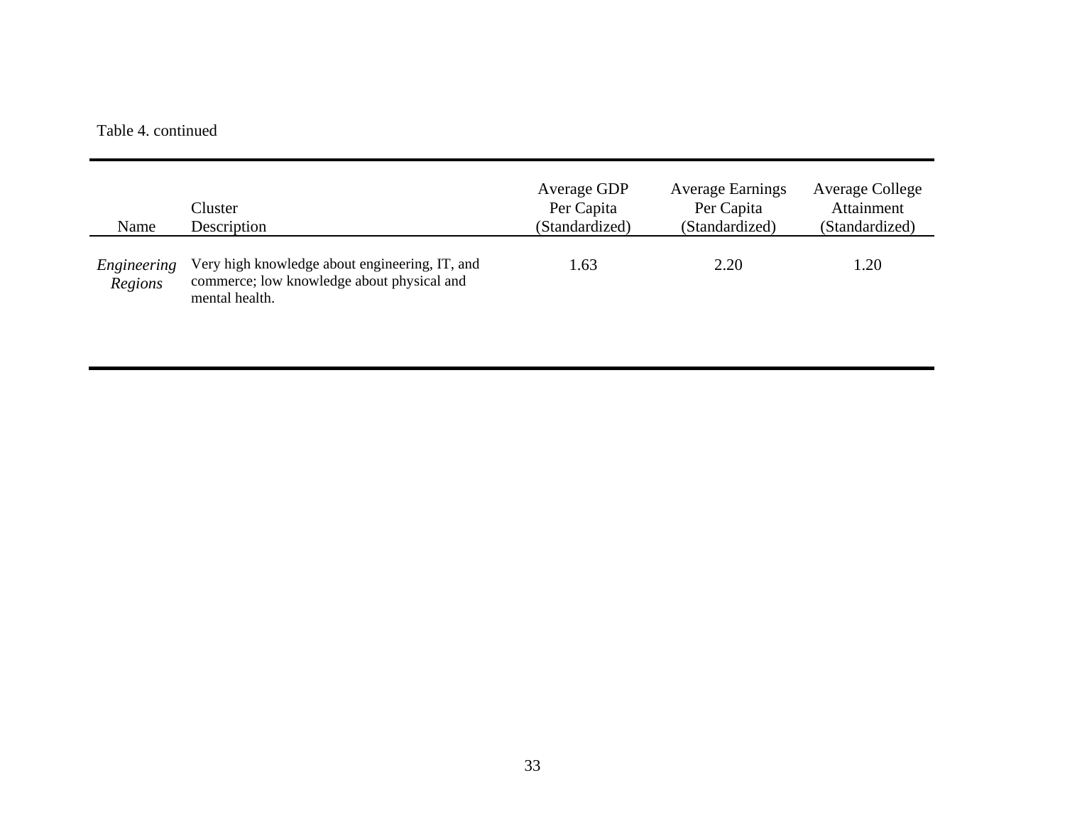Table 4. continued

| Name | Cluster Description | Average GDP Per Capita (Standardized) | Average Earnings Per Capita (Standardized) | Average College Attainment (Standardized) |
|---|---|---|---|---|
| *Engineering Regions* | Very high knowledge about engineering, IT, and commerce; low knowledge about physical and mental health. | 1.63 | 2.20 | 1.20 |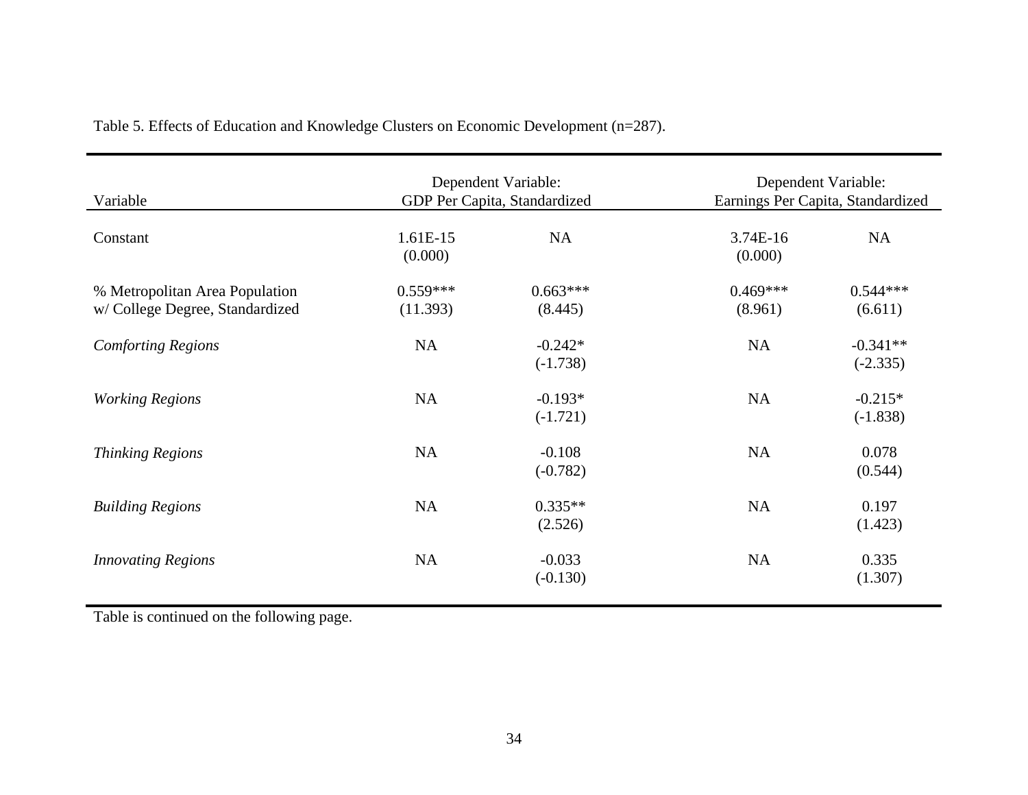Table 5. Effects of Education and Knowledge Clusters on Economic Development (n=287).

| Variable | Dependent Variable: GDP Per Capita, Standardized | | Dependent Variable: Earnings Per Capita, Standardized | |
|---|---|---|---|---|
| Constant | 1.61E-15 (0.000) | NA | 3.74E-16 (0.000) | NA |
| % Metropolitan Area Population w/ College Degree, Standardized | 0.559*** (11.393) | 0.663*** (8.445) | 0.469*** (8.961) | 0.544*** (6.611) |
| *Comforting Regions* | NA | -0.242* (-1.738) | NA | -0.341** (-2.335) |
| *Working Regions* | NA | -0.193* (-1.721) | NA | -0.215* (-1.838) |
| *Thinking Regions* | NA | -0.108 (-0.782) | NA | 0.078 (0.544) |
| *Building Regions* | NA | 0.335** (2.526) | NA | 0.197 (1.423) |
| *Innovating Regions* | NA | -0.033 (-0.130) | NA | 0.335 (1.307) |

Table is continued on the following page.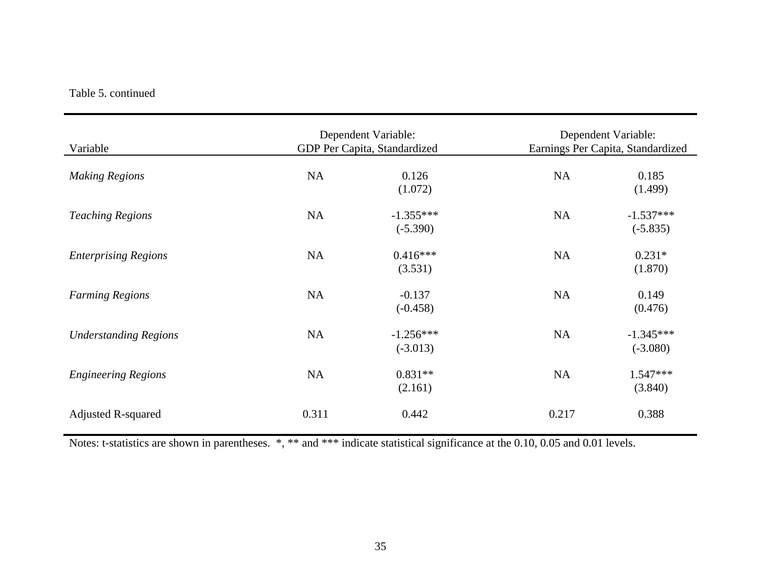Table 5. continued

| Variable | Dependent Variable: GDP Per Capita, Standardized | | Dependent Variable: Earnings Per Capita, Standardized | |
|---|---|---|---|---|
| *Making Regions* | NA | 0.126<br>(1.072) | NA | 0.185<br>(1.499) |
| *Teaching Regions* | NA | -1.355***<br>(-5.390) | NA | -1.537***<br>(-5.835) |
| *Enterprising Regions* | NA | 0.416***<br>(3.531) | NA | 0.231*<br>(1.870) |
| *Farming Regions* | NA | -0.137<br>(-0.458) | NA | 0.149<br>(0.476) |
| *Understanding Regions* | NA | -1.256***<br>(-3.013) | NA | -1.345***<br>(-3.080) |
| *Engineering Regions* | NA | 0.831**<br>(2.161) | NA | 1.547***<br>(3.840) |
| Adjusted R-squared | 0.311 | 0.442 | 0.217 | 0.388 |

Notes: t-statistics are shown in parentheses. *, ** and *** indicate statistical significance at the 0.10, 0.05 and 0.01 levels.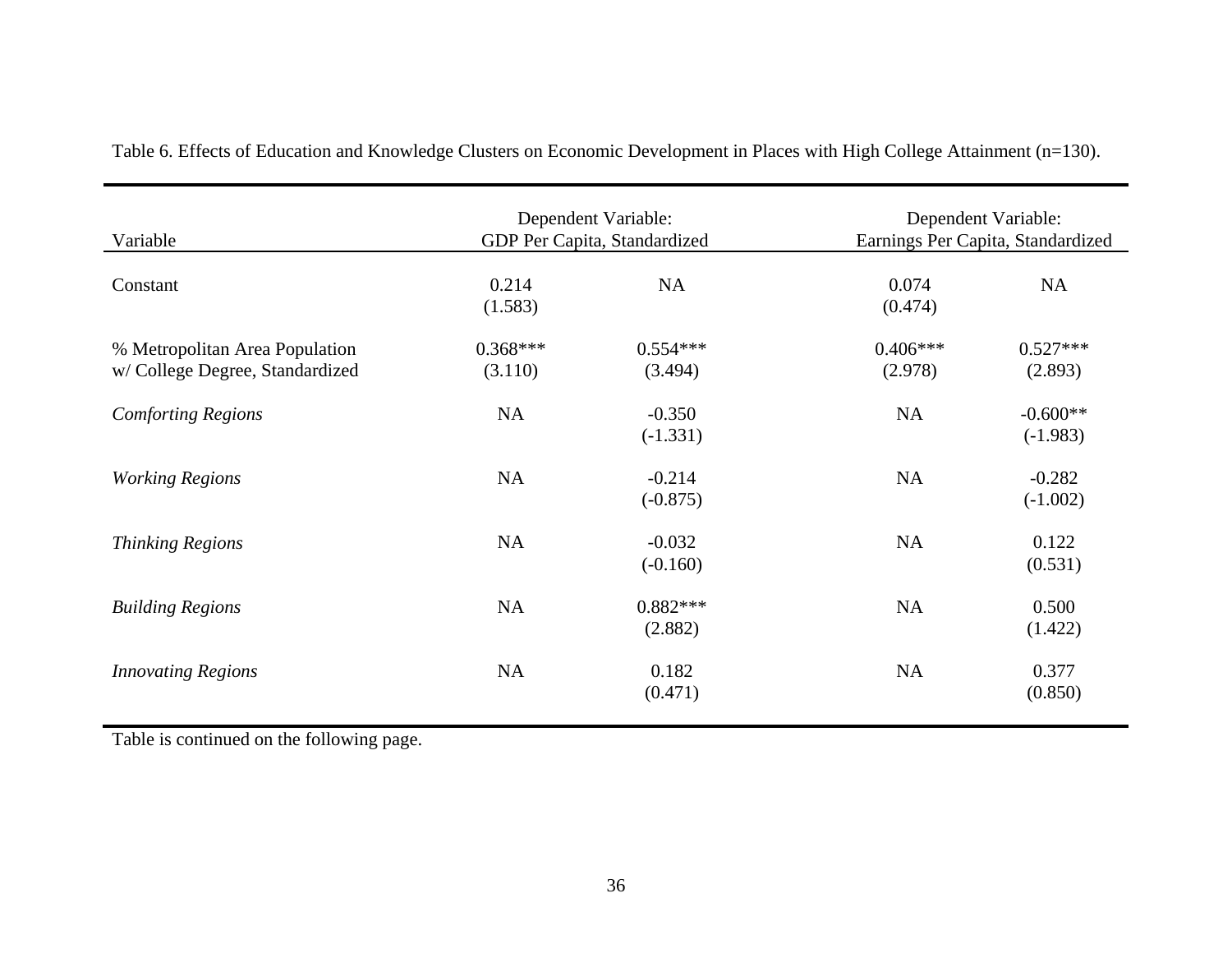Table 6. Effects of Education and Knowledge Clusters on Economic Development in Places with High College Attainment (n=130).

| Variable | Dependent Variable: GDP Per Capita, Standardized | | Dependent Variable: Earnings Per Capita, Standardized | |
|---|---|---|---|---|
| Constant | 0.214 (1.583) | NA | 0.074 (0.474) | NA |
| % Metropolitan Area Population w/ College Degree, Standardized | 0.368*** (3.110) | 0.554*** (3.494) | 0.406*** (2.978) | 0.527*** (2.893) |
| *Comforting Regions* | NA | -0.350 (-1.331) | NA | -0.600** (-1.983) |
| *Working Regions* | NA | -0.214 (-0.875) | NA | -0.282 (-1.002) |
| *Thinking Regions* | NA | -0.032 (-0.160) | NA | 0.122 (0.531) |
| *Building Regions* | NA | 0.882*** (2.882) | NA | 0.500 (1.422) |
| *Innovating Regions* | NA | 0.182 (0.471) | NA | 0.377 (0.850) |

Table is continued on the following page.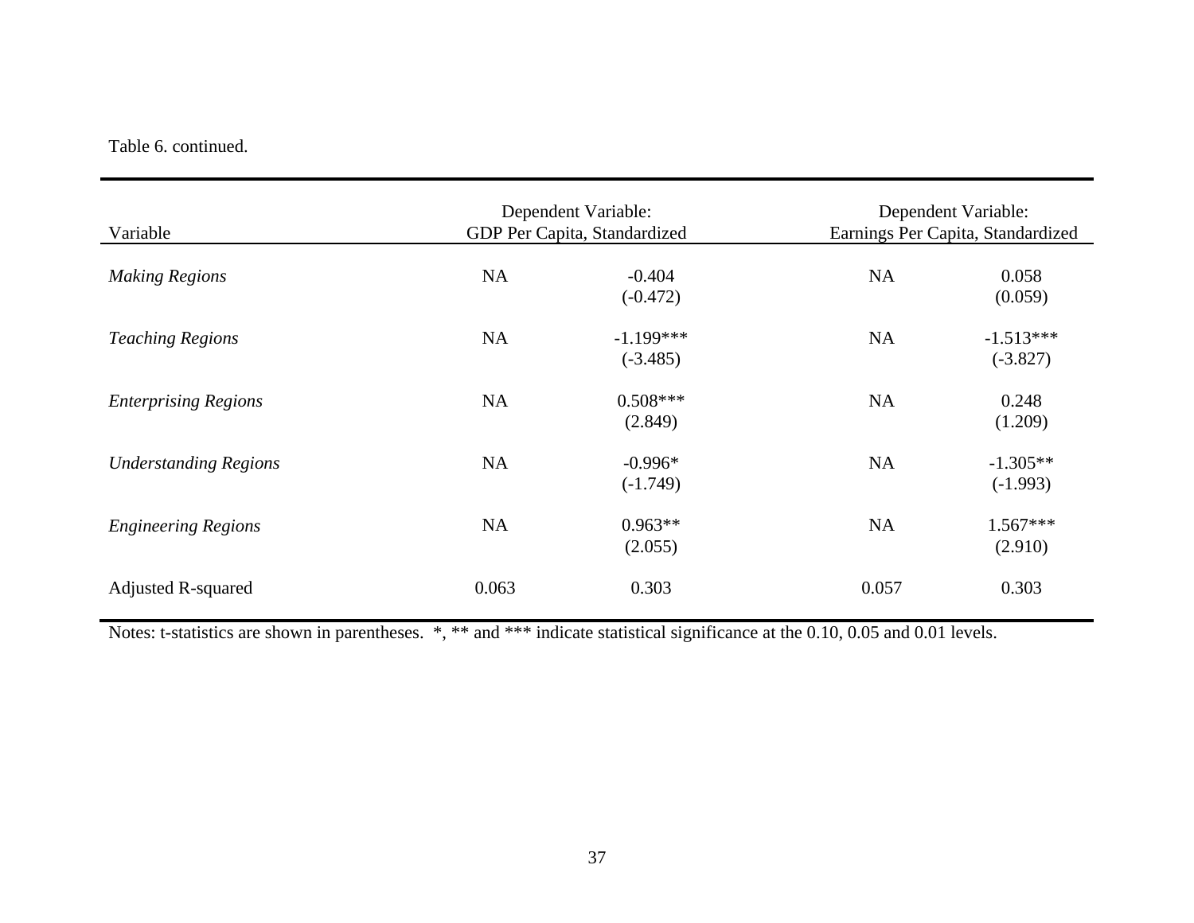Table 6. continued.

| Variable | Dependent Variable: GDP Per Capita, Standardized | | Dependent Variable: Earnings Per Capita, Standardized | |
|---|---|---|---|---|
| *Making Regions* | NA | -0.404<br>(-0.472) | NA | 0.058<br>(0.059) |
| *Teaching Regions* | NA | -1.199***<br>(-3.485) | NA | -1.513***<br>(-3.827) |
| *Enterprising Regions* | NA | 0.508***<br>(2.849) | NA | 0.248<br>(1.209) |
| *Understanding Regions* | NA | -0.996*<br>(-1.749) | NA | -1.305**<br>(-1.993) |
| *Engineering Regions* | NA | 0.963**<br>(2.055) | NA | 1.567***<br>(2.910) |
| Adjusted R-squared | 0.063 | 0.303 | 0.057 | 0.303 |

Notes: t-statistics are shown in parentheses. *, ** and *** indicate statistical significance at the 0.10, 0.05 and 0.01 levels.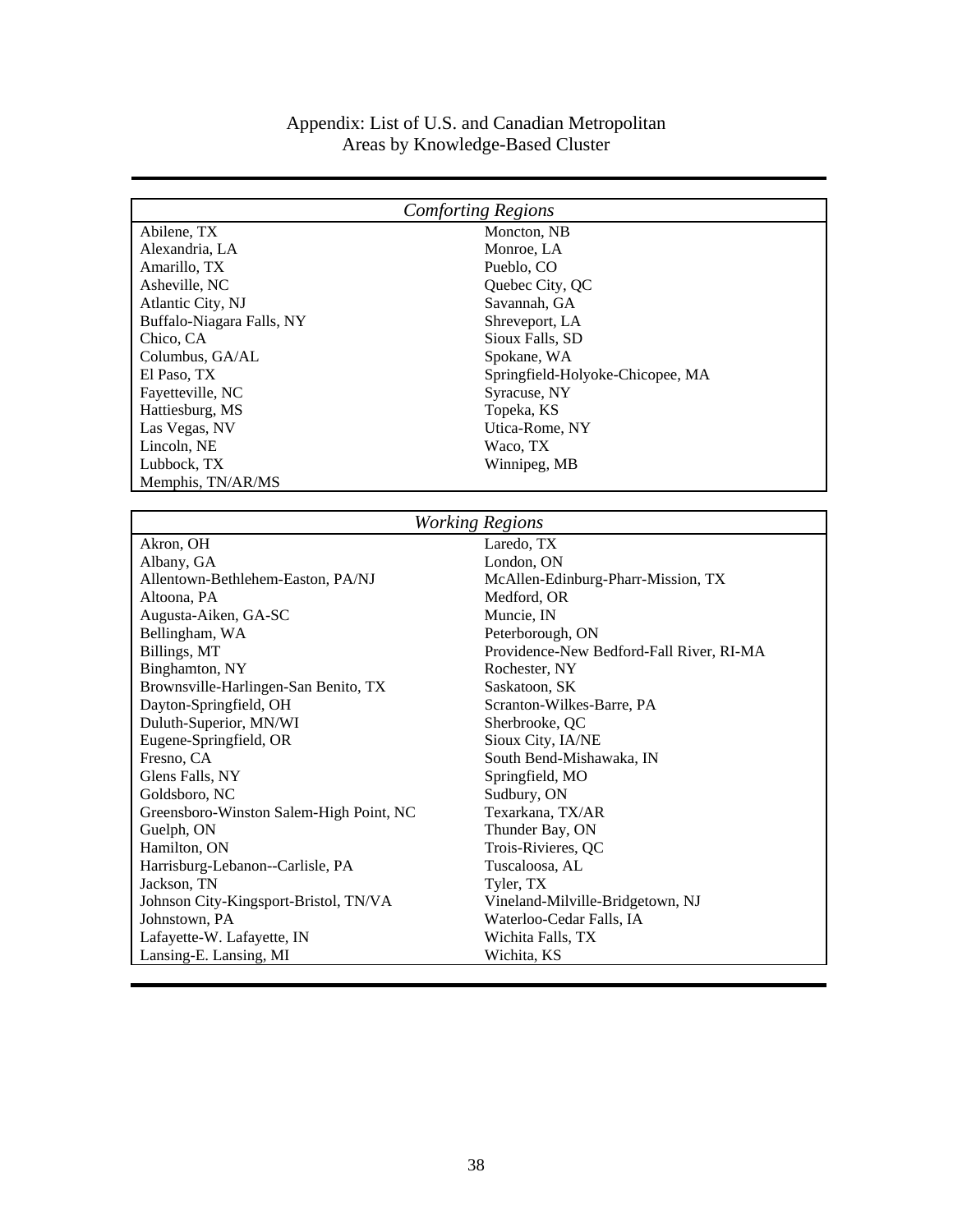# Appendix: List of U.S. and Canadian Metropolitan Areas by Knowledge-Based Cluster

| *Comforting Regions* | |
|---|---|
| Abilene, TX | Moncton, NB |
| Alexandria, LA | Monroe, LA |
| Amarillo, TX | Pueblo, CO |
| Asheville, NC | Quebec City, QC |
| Atlantic City, NJ | Savannah, GA |
| Buffalo-Niagara Falls, NY | Shreveport, LA |
| Chico, CA | Sioux Falls, SD |
| Columbus, GA/AL | Spokane, WA |
| El Paso, TX | Springfield-Holyoke-Chicopee, MA |
| Fayetteville, NC | Syracuse, NY |
| Hattiesburg, MS | Topeka, KS |
| Las Vegas, NV | Utica-Rome, NY |
| Lincoln, NE | Waco, TX |
| Lubbock, TX | Winnipeg, MB |
| Memphis, TN/AR/MS | |

| *Working Regions* | |
|---|---|
| Akron, OH | Laredo, TX |
| Albany, GA | London, ON |
| Allentown-Bethlehem-Easton, PA/NJ | McAllen-Edinburg-Pharr-Mission, TX |
| Altoona, PA | Medford, OR |
| Augusta-Aiken, GA-SC | Muncie, IN |
| Bellingham, WA | Peterborough, ON |
| Billings, MT | Providence-New Bedford-Fall River, RI-MA |
| Binghamton, NY | Rochester, NY |
| Brownsville-Harlingen-San Benito, TX | Saskatoon, SK |
| Dayton-Springfield, OH | Scranton-Wilkes-Barre, PA |
| Duluth-Superior, MN/WI | Sherbrooke, QC |
| Eugene-Springfield, OR | Sioux City, IA/NE |
| Fresno, CA | South Bend-Mishawaka, IN |
| Glens Falls, NY | Springfield, MO |
| Goldsboro, NC | Sudbury, ON |
| Greensboro-Winston Salem-High Point, NC | Texarkana, TX/AR |
| Guelph, ON | Thunder Bay, ON |
| Hamilton, ON | Trois-Rivieres, QC |
| Harrisburg-Lebanon--Carlisle, PA | Tuscaloosa, AL |
| Jackson, TN | Tyler, TX |
| Johnson City-Kingsport-Bristol, TN/VA | Vineland-Milville-Bridgetown, NJ |
| Johnstown, PA | Waterloo-Cedar Falls, IA |
| Lafayette-W. Lafayette, IN | Wichita Falls, TX |
| Lansing-E. Lansing, MI | Wichita, KS |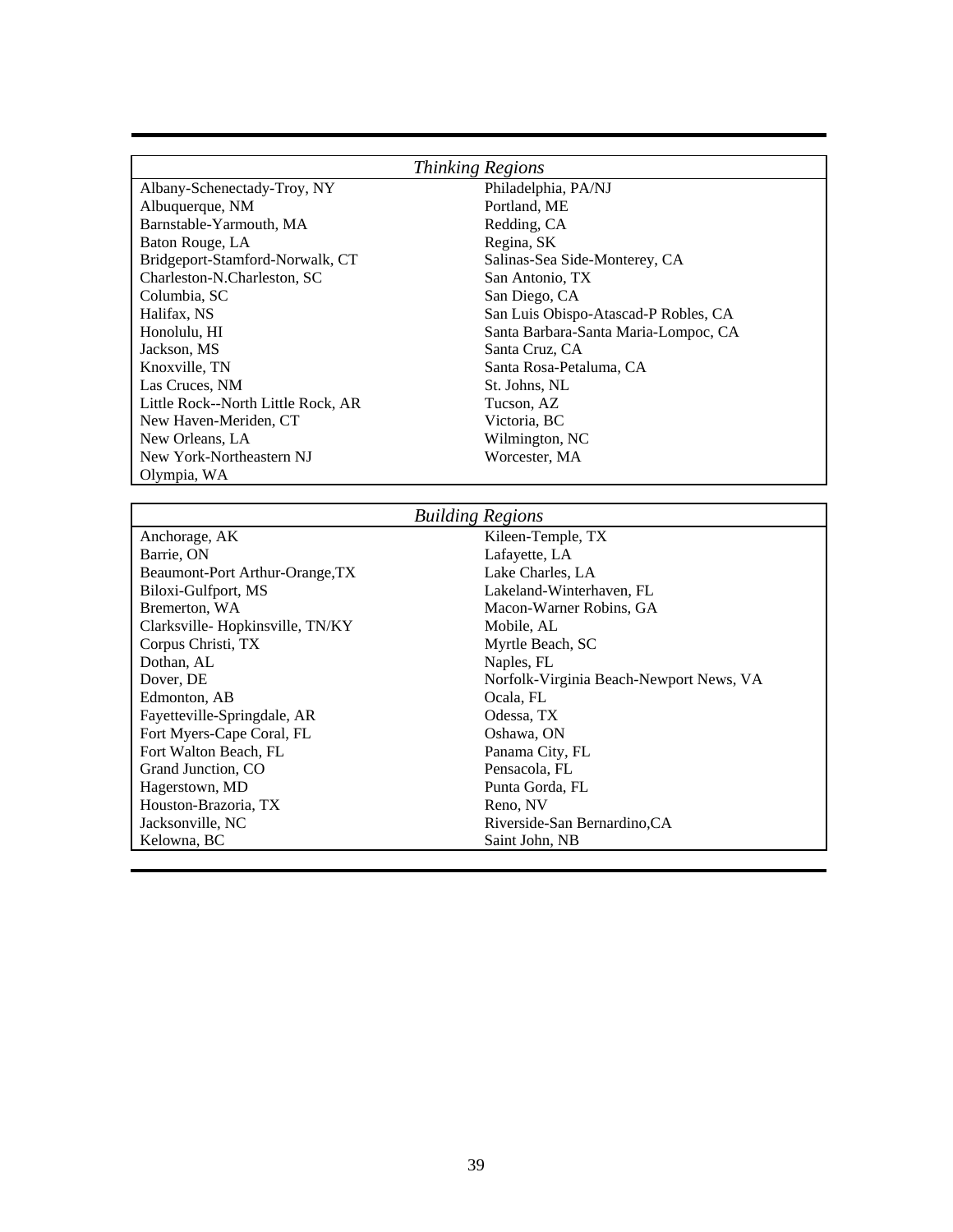| *Thinking Regions* | |
|---|---|
| Albany-Schenectady-Troy, NY | Philadelphia, PA/NJ |
| Albuquerque, NM | Portland, ME |
| Barnstable-Yarmouth, MA | Redding, CA |
| Baton Rouge, LA | Regina, SK |
| Bridgeport-Stamford-Norwalk, CT | Salinas-Sea Side-Monterey, CA |
| Charleston-N.Charleston, SC | San Antonio, TX |
| Columbia, SC | San Diego, CA |
| Halifax, NS | San Luis Obispo-Atascad-P Robles, CA |
| Honolulu, HI | Santa Barbara-Santa Maria-Lompoc, CA |
| Jackson, MS | Santa Cruz, CA |
| Knoxville, TN | Santa Rosa-Petaluma, CA |
| Las Cruces, NM | St. Johns, NL |
| Little Rock--North Little Rock, AR | Tucson, AZ |
| New Haven-Meriden, CT | Victoria, BC |
| New Orleans, LA | Wilmington, NC |
| New York-Northeastern NJ | Worcester, MA |
| Olympia, WA | |

| *Building Regions* | |
|---|---|
| Anchorage, AK | Kileen-Temple, TX |
| Barrie, ON | Lafayette, LA |
| Beaumont-Port Arthur-Orange,TX | Lake Charles, LA |
| Biloxi-Gulfport, MS | Lakeland-Winterhaven, FL |
| Bremerton, WA | Macon-Warner Robins, GA |
| Clarksville- Hopkinsville, TN/KY | Mobile, AL |
| Corpus Christi, TX | Myrtle Beach, SC |
| Dothan, AL | Naples, FL |
| Dover, DE | Norfolk-Virginia Beach-Newport News, VA |
| Edmonton, AB | Ocala, FL |
| Fayetteville-Springdale, AR | Odessa, TX |
| Fort Myers-Cape Coral, FL | Oshawa, ON |
| Fort Walton Beach, FL | Panama City, FL |
| Grand Junction, CO | Pensacola, FL |
| Hagerstown, MD | Punta Gorda, FL |
| Houston-Brazoria, TX | Reno, NV |
| Jacksonville, NC | Riverside-San Bernardino,CA |
| Kelowna, BC | Saint John, NB |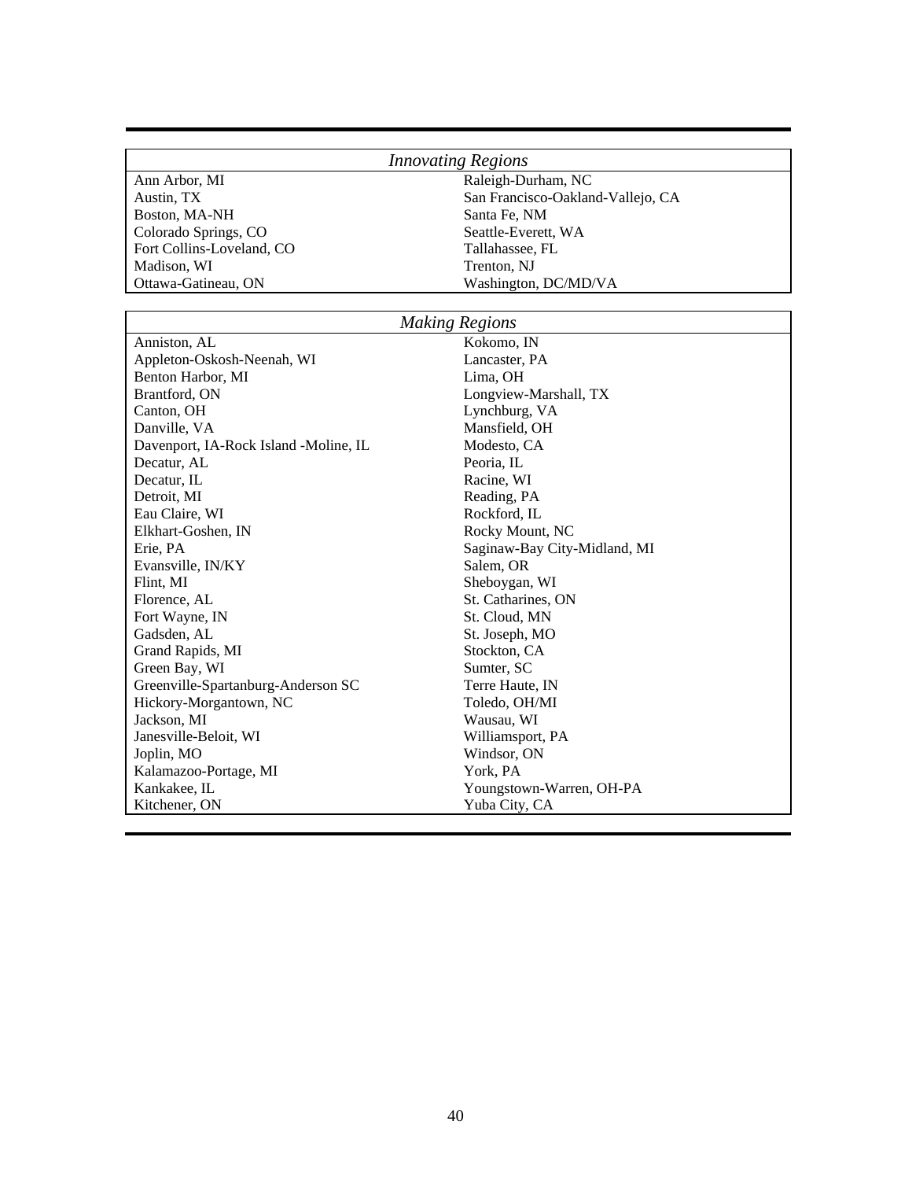| *Innovating Regions* | |
|---|---|
| Ann Arbor, MI | Raleigh-Durham, NC |
| Austin, TX | San Francisco-Oakland-Vallejo, CA |
| Boston, MA-NH | Santa Fe, NM |
| Colorado Springs, CO | Seattle-Everett, WA |
| Fort Collins-Loveland, CO | Tallahassee, FL |
| Madison, WI | Trenton, NJ |
| Ottawa-Gatineau, ON | Washington, DC/MD/VA |

| *Making Regions* | |
|---|---|
| Anniston, AL | Kokomo, IN |
| Appleton-Oskosh-Neenah, WI | Lancaster, PA |
| Benton Harbor, MI | Lima, OH |
| Brantford, ON | Longview-Marshall, TX |
| Canton, OH | Lynchburg, VA |
| Danville, VA | Mansfield, OH |
| Davenport, IA-Rock Island -Moline, IL | Modesto, CA |
| Decatur, AL | Peoria, IL |
| Decatur, IL | Racine, WI |
| Detroit, MI | Reading, PA |
| Eau Claire, WI | Rockford, IL |
| Elkhart-Goshen, IN | Rocky Mount, NC |
| Erie, PA | Saginaw-Bay City-Midland, MI |
| Evansville, IN/KY | Salem, OR |
| Flint, MI | Sheboygan, WI |
| Florence, AL | St. Catharines, ON |
| Fort Wayne, IN | St. Cloud, MN |
| Gadsden, AL | St. Joseph, MO |
| Grand Rapids, MI | Stockton, CA |
| Green Bay, WI | Sumter, SC |
| Greenville-Spartanburg-Anderson SC | Terre Haute, IN |
| Hickory-Morgantown, NC | Toledo, OH/MI |
| Jackson, MI | Wausau, WI |
| Janesville-Beloit, WI | Williamsport, PA |
| Joplin, MO | Windsor, ON |
| Kalamazoo-Portage, MI | York, PA |
| Kankakee, IL | Youngstown-Warren, OH-PA |
| Kitchener, ON | Yuba City, CA |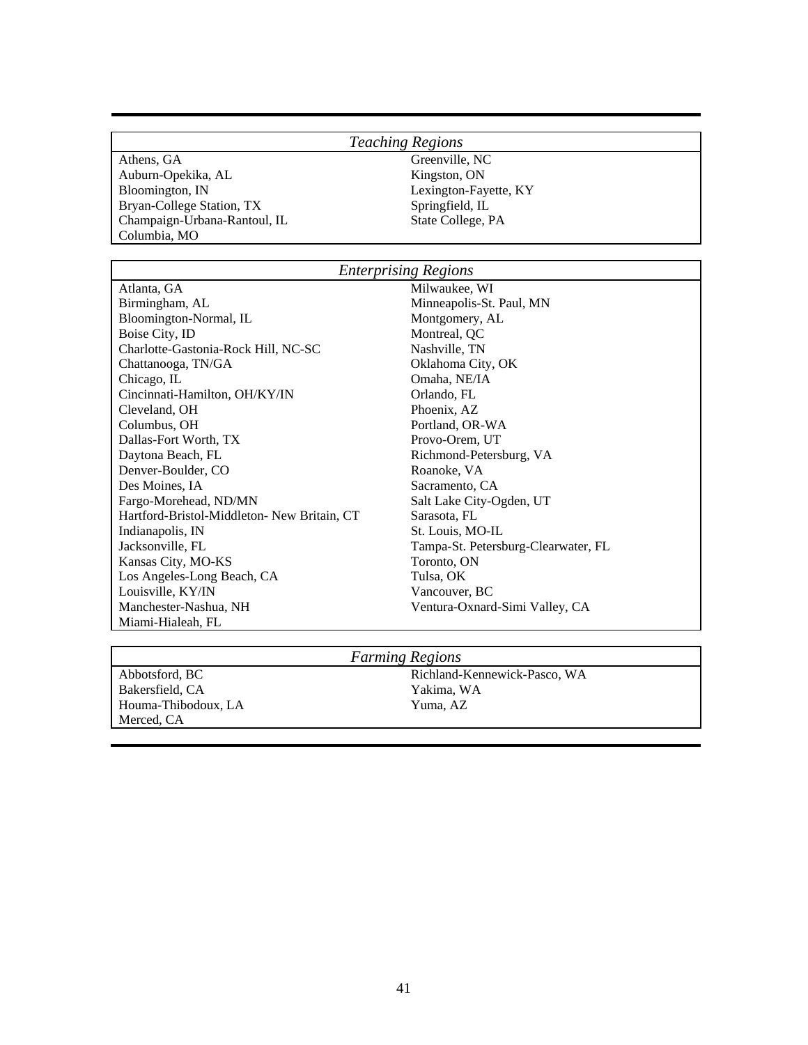| *Teaching Regions* | |
|---|---|
| Athens, GA | Greenville, NC |
| Auburn-Opekika, AL | Kingston, ON |
| Bloomington, IN | Lexington-Fayette, KY |
| Bryan-College Station, TX | Springfield, IL |
| Champaign-Urbana-Rantoul, IL | State College, PA |
| Columbia, MO | |

| *Enterprising Regions* | |
|---|---|
| Atlanta, GA | Milwaukee, WI |
| Birmingham, AL | Minneapolis-St. Paul, MN |
| Bloomington-Normal, IL | Montgomery, AL |
| Boise City, ID | Montreal, QC |
| Charlotte-Gastonia-Rock Hill, NC-SC | Nashville, TN |
| Chattanooga, TN/GA | Oklahoma City, OK |
| Chicago, IL | Omaha, NE/IA |
| Cincinnati-Hamilton, OH/KY/IN | Orlando, FL |
| Cleveland, OH | Phoenix, AZ |
| Columbus, OH | Portland, OR-WA |
| Dallas-Fort Worth, TX | Provo-Orem, UT |
| Daytona Beach, FL | Richmond-Petersburg, VA |
| Denver-Boulder, CO | Roanoke, VA |
| Des Moines, IA | Sacramento, CA |
| Fargo-Morehead, ND/MN | Salt Lake City-Ogden, UT |
| Hartford-Bristol-Middleton- New Britain, CT | Sarasota, FL |
| Indianapolis, IN | St. Louis, MO-IL |
| Jacksonville, FL | Tampa-St. Petersburg-Clearwater, FL |
| Kansas City, MO-KS | Toronto, ON |
| Los Angeles-Long Beach, CA | Tulsa, OK |
| Louisville, KY/IN | Vancouver, BC |
| Manchester-Nashua, NH | Ventura-Oxnard-Simi Valley, CA |
| Miami-Hialeah, FL | |

| *Farming Regions* | |
|---|---|
| Abbotsford, BC | Richland-Kennewick-Pasco, WA |
| Bakersfield, CA | Yakima, WA |
| Houma-Thibodoux, LA | Yuma, AZ |
| Merced, CA | |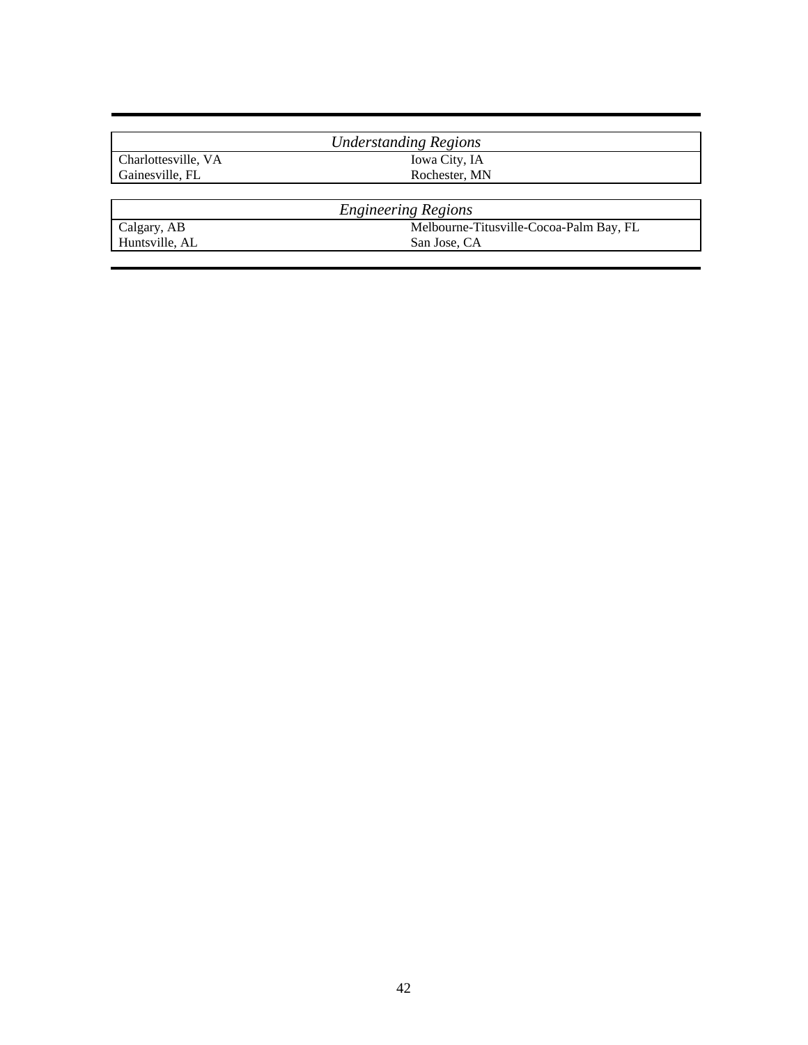| *Understanding Regions* | |
|---|---|
| Charlottesville, VA | Iowa City, IA |
| Gainesville, FL | Rochester, MN |

| *Engineering Regions* | |
|---|---|
| Calgary, AB | Melbourne-Titusville-Cocoa-Palm Bay, FL |
| Huntsville, AL | San Jose, CA |